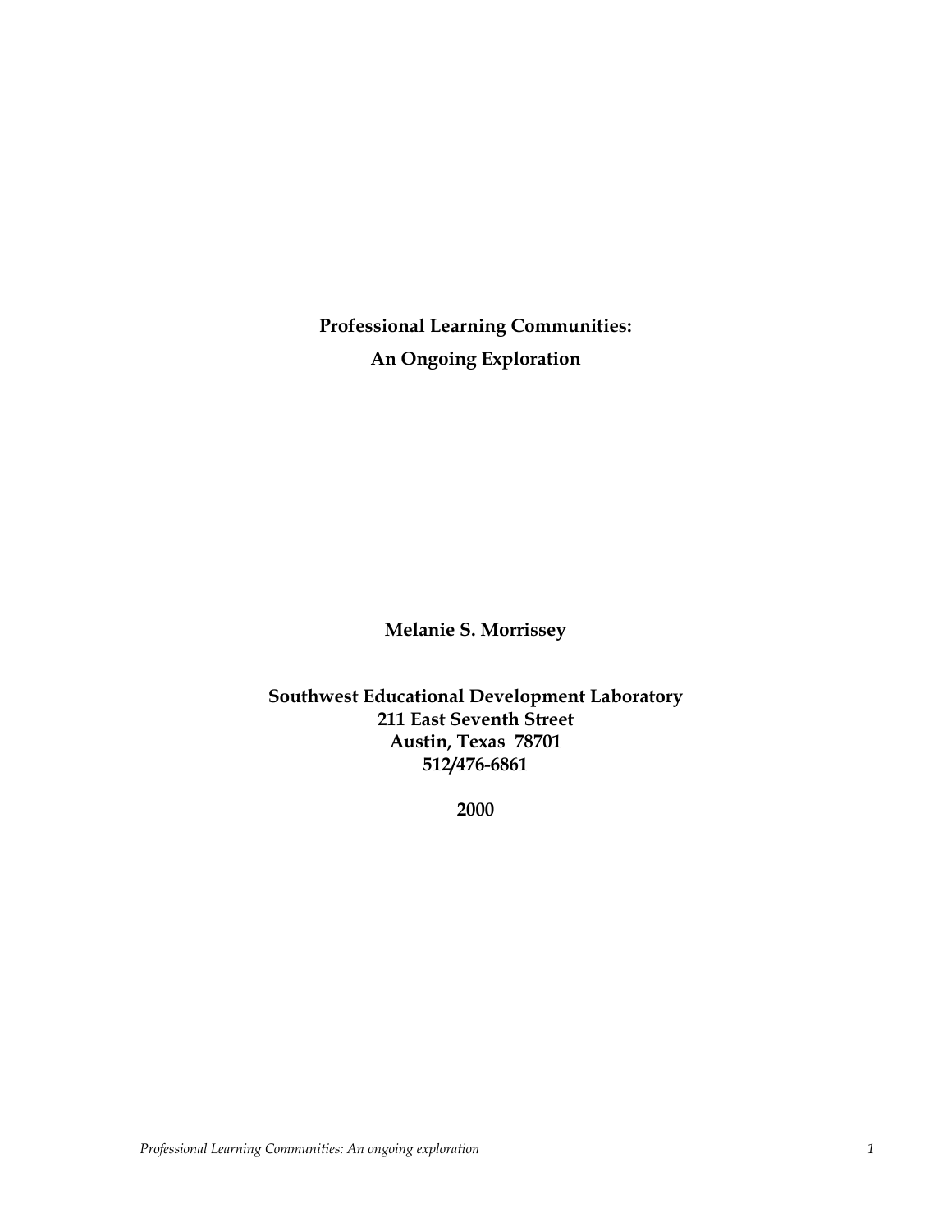# Professional Learning Communities:
# An Ongoing Exploration

**Melanie S. Morrissey**

**Southwest Educational Development Laboratory**
**211 East Seventh Street**
**Austin, Texas 78701**
**512/476-6861**

**2000**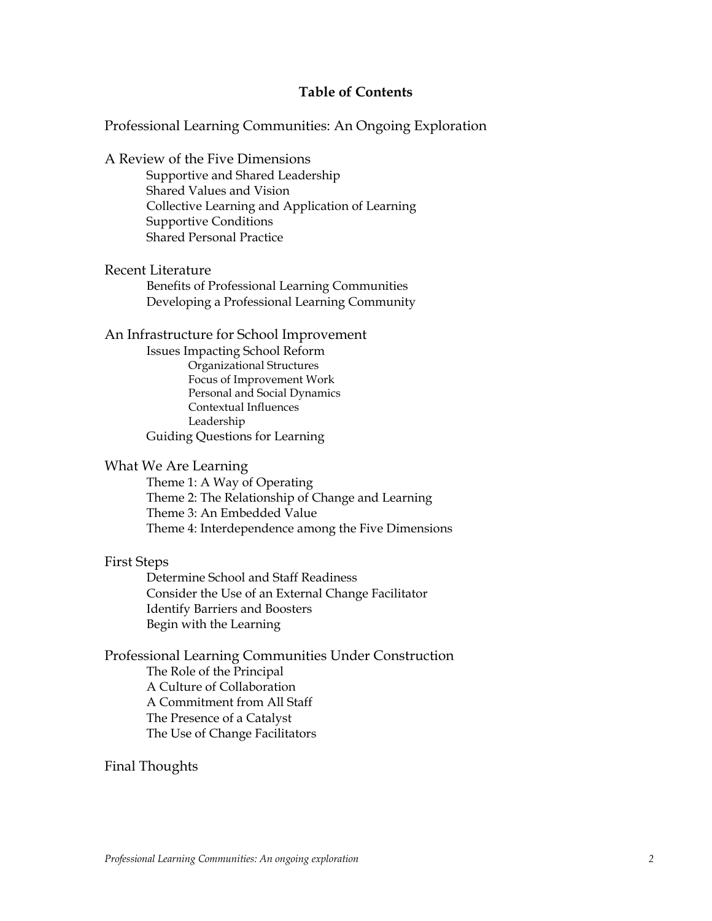**Table of Contents**

Professional Learning Communities: An Ongoing Exploration

A Review of the Five Dimensions

- Supportive and Shared Leadership
- Shared Values and Vision
- Collective Learning and Application of Learning
- Supportive Conditions
- Shared Personal Practice

Recent Literature

- Benefits of Professional Learning Communities
- Developing a Professional Learning Community

An Infrastructure for School Improvement

- Issues Impacting School Reform
  - Organizational Structures
  - Focus of Improvement Work
  - Personal and Social Dynamics
  - Contextual Influences
  - Leadership
- Guiding Questions for Learning

What We Are Learning

- Theme 1: A Way of Operating
- Theme 2: The Relationship of Change and Learning
- Theme 3: An Embedded Value
- Theme 4: Interdependence among the Five Dimensions

First Steps

- Determine School and Staff Readiness
- Consider the Use of an External Change Facilitator
- Identify Barriers and Boosters
- Begin with the Learning

Professional Learning Communities Under Construction

- The Role of the Principal
- A Culture of Collaboration
- A Commitment from All Staff
- The Presence of a Catalyst
- The Use of Change Facilitators

Final Thoughts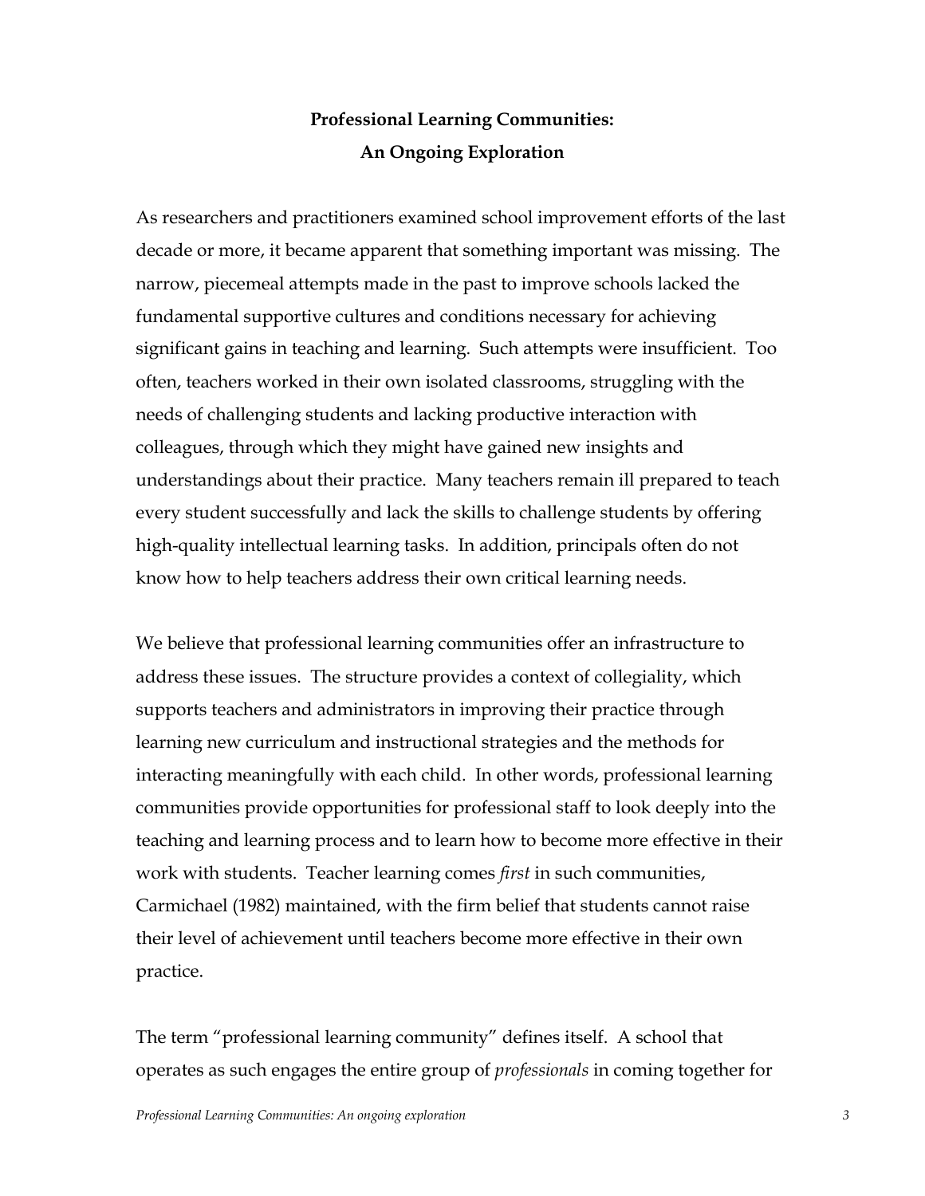# Professional Learning Communities: An Ongoing Exploration

As researchers and practitioners examined school improvement efforts of the last decade or more, it became apparent that something important was missing. The narrow, piecemeal attempts made in the past to improve schools lacked the fundamental supportive cultures and conditions necessary for achieving significant gains in teaching and learning. Such attempts were insufficient. Too often, teachers worked in their own isolated classrooms, struggling with the needs of challenging students and lacking productive interaction with colleagues, through which they might have gained new insights and understandings about their practice. Many teachers remain ill prepared to teach every student successfully and lack the skills to challenge students by offering high-quality intellectual learning tasks. In addition, principals often do not know how to help teachers address their own critical learning needs.

We believe that professional learning communities offer an infrastructure to address these issues. The structure provides a context of collegiality, which supports teachers and administrators in improving their practice through learning new curriculum and instructional strategies and the methods for interacting meaningfully with each child. In other words, professional learning communities provide opportunities for professional staff to look deeply into the teaching and learning process and to learn how to become more effective in their work with students. Teacher learning comes *first* in such communities, Carmichael (1982) maintained, with the firm belief that students cannot raise their level of achievement until teachers become more effective in their own practice.

The term "professional learning community" defines itself. A school that operates as such engages the entire group of *professionals* in coming together for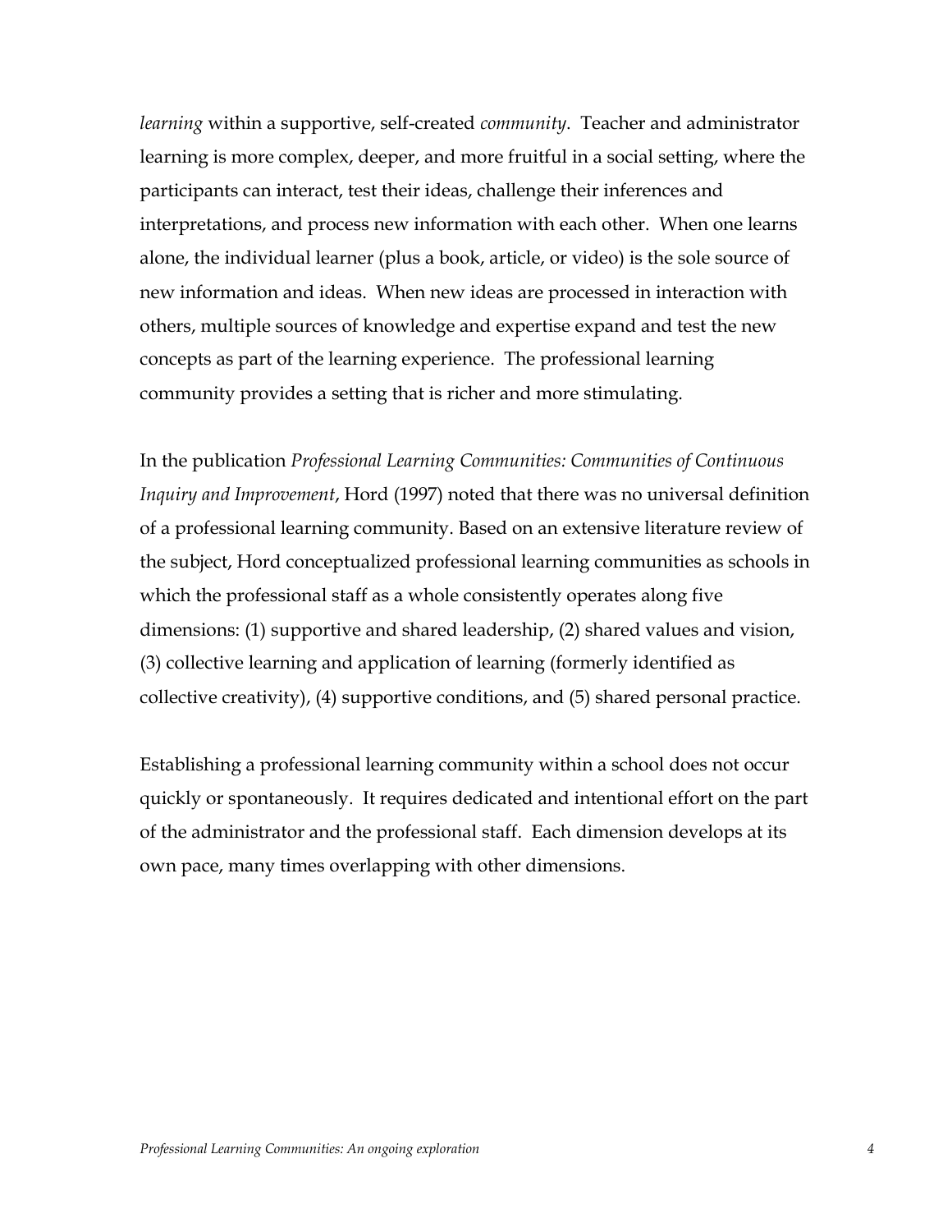*learning* within a supportive, self-created *community*. Teacher and administrator learning is more complex, deeper, and more fruitful in a social setting, where the participants can interact, test their ideas, challenge their inferences and interpretations, and process new information with each other. When one learns alone, the individual learner (plus a book, article, or video) is the sole source of new information and ideas. When new ideas are processed in interaction with others, multiple sources of knowledge and expertise expand and test the new concepts as part of the learning experience. The professional learning community provides a setting that is richer and more stimulating.

In the publication *Professional Learning Communities: Communities of Continuous Inquiry and Improvement*, Hord (1997) noted that there was no universal definition of a professional learning community. Based on an extensive literature review of the subject, Hord conceptualized professional learning communities as schools in which the professional staff as a whole consistently operates along five dimensions: (1) supportive and shared leadership, (2) shared values and vision, (3) collective learning and application of learning (formerly identified as collective creativity), (4) supportive conditions, and (5) shared personal practice.

Establishing a professional learning community within a school does not occur quickly or spontaneously. It requires dedicated and intentional effort on the part of the administrator and the professional staff. Each dimension develops at its own pace, many times overlapping with other dimensions.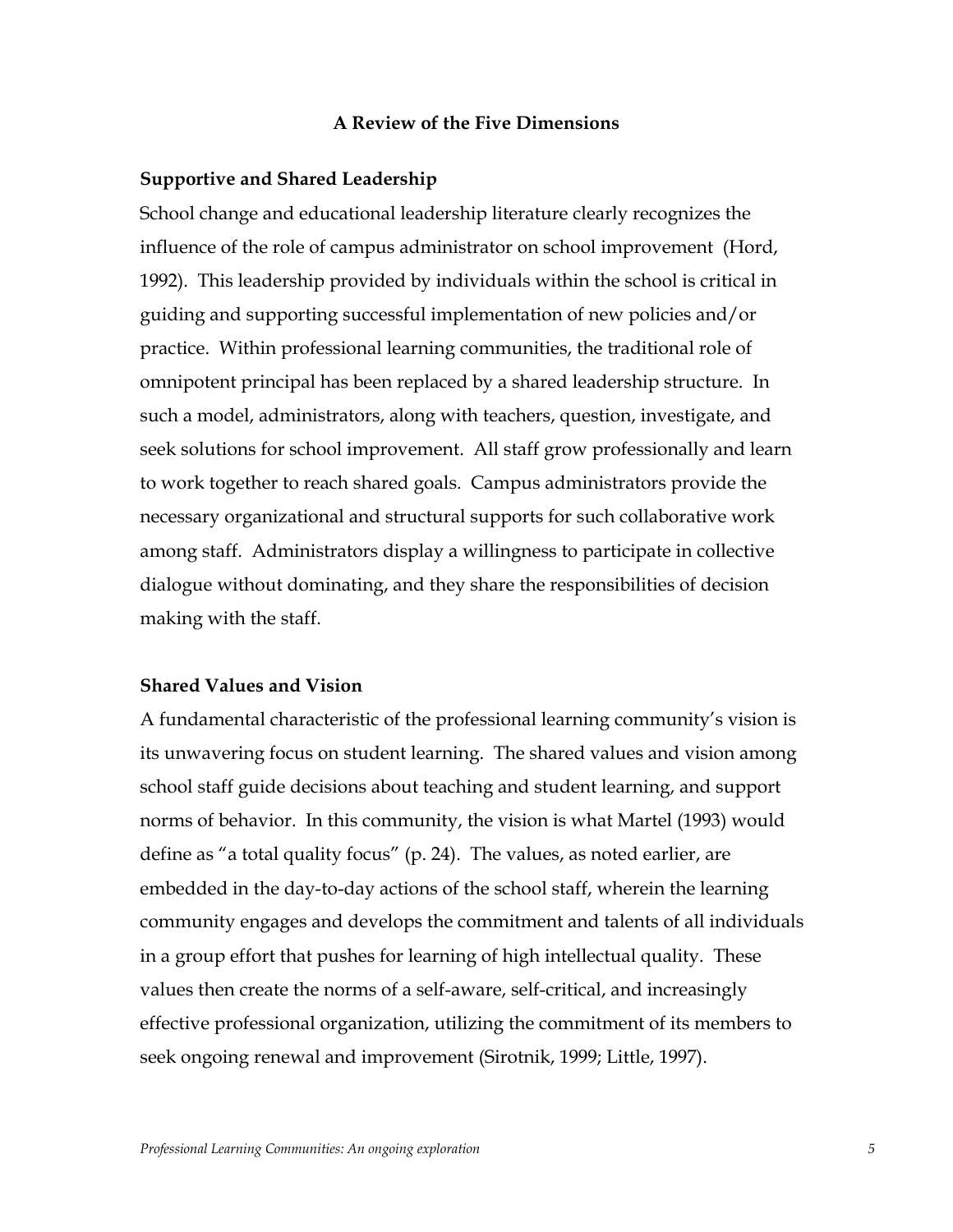## A Review of the Five Dimensions

### Supportive and Shared Leadership

School change and educational leadership literature clearly recognizes the influence of the role of campus administrator on school improvement (Hord, 1992). This leadership provided by individuals within the school is critical in guiding and supporting successful implementation of new policies and/or practice. Within professional learning communities, the traditional role of omnipotent principal has been replaced by a shared leadership structure. In such a model, administrators, along with teachers, question, investigate, and seek solutions for school improvement. All staff grow professionally and learn to work together to reach shared goals. Campus administrators provide the necessary organizational and structural supports for such collaborative work among staff. Administrators display a willingness to participate in collective dialogue without dominating, and they share the responsibilities of decision making with the staff.

### Shared Values and Vision

A fundamental characteristic of the professional learning community's vision is its unwavering focus on student learning. The shared values and vision among school staff guide decisions about teaching and student learning, and support norms of behavior. In this community, the vision is what Martel (1993) would define as "a total quality focus" (p. 24). The values, as noted earlier, are embedded in the day-to-day actions of the school staff, wherein the learning community engages and develops the commitment and talents of all individuals in a group effort that pushes for learning of high intellectual quality. These values then create the norms of a self-aware, self-critical, and increasingly effective professional organization, utilizing the commitment of its members to seek ongoing renewal and improvement (Sirotnik, 1999; Little, 1997).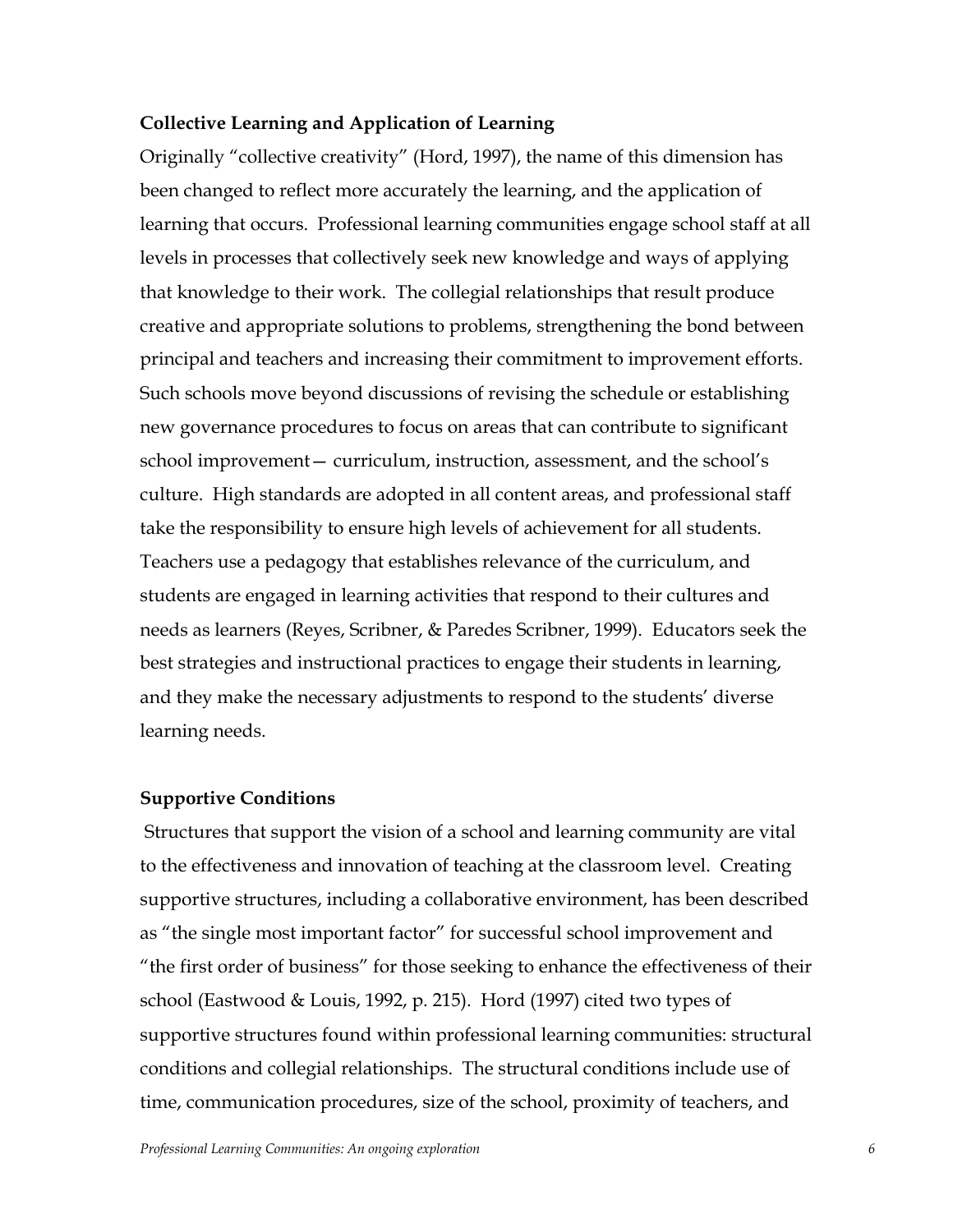**Collective Learning and Application of Learning**

Originally "collective creativity" (Hord, 1997), the name of this dimension has been changed to reflect more accurately the learning, and the application of learning that occurs. Professional learning communities engage school staff at all levels in processes that collectively seek new knowledge and ways of applying that knowledge to their work. The collegial relationships that result produce creative and appropriate solutions to problems, strengthening the bond between principal and teachers and increasing their commitment to improvement efforts. Such schools move beyond discussions of revising the schedule or establishing new governance procedures to focus on areas that can contribute to significant school improvement— curriculum, instruction, assessment, and the school's culture. High standards are adopted in all content areas, and professional staff take the responsibility to ensure high levels of achievement for all students. Teachers use a pedagogy that establishes relevance of the curriculum, and students are engaged in learning activities that respond to their cultures and needs as learners (Reyes, Scribner, & Paredes Scribner, 1999). Educators seek the best strategies and instructional practices to engage their students in learning, and they make the necessary adjustments to respond to the students' diverse learning needs.

**Supportive Conditions**

Structures that support the vision of a school and learning community are vital to the effectiveness and innovation of teaching at the classroom level. Creating supportive structures, including a collaborative environment, has been described as "the single most important factor" for successful school improvement and "the first order of business" for those seeking to enhance the effectiveness of their school (Eastwood & Louis, 1992, p. 215). Hord (1997) cited two types of supportive structures found within professional learning communities: structural conditions and collegial relationships. The structural conditions include use of time, communication procedures, size of the school, proximity of teachers, and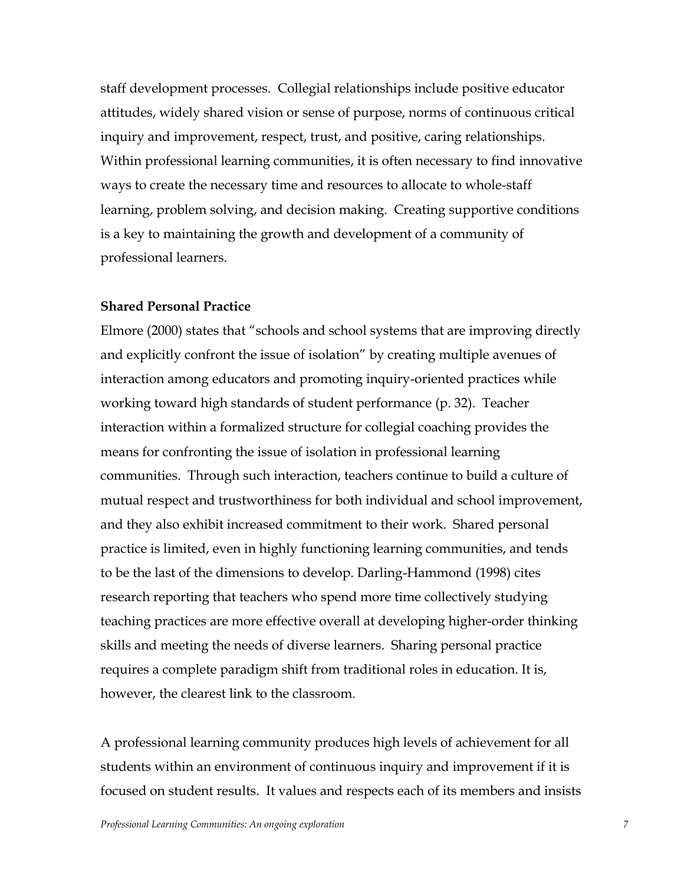staff development processes. Collegial relationships include positive educator attitudes, widely shared vision or sense of purpose, norms of continuous critical inquiry and improvement, respect, trust, and positive, caring relationships. Within professional learning communities, it is often necessary to find innovative ways to create the necessary time and resources to allocate to whole-staff learning, problem solving, and decision making. Creating supportive conditions is a key to maintaining the growth and development of a community of professional learners.

**Shared Personal Practice**

Elmore (2000) states that "schools and school systems that are improving directly and explicitly confront the issue of isolation" by creating multiple avenues of interaction among educators and promoting inquiry-oriented practices while working toward high standards of student performance (p. 32). Teacher interaction within a formalized structure for collegial coaching provides the means for confronting the issue of isolation in professional learning communities. Through such interaction, teachers continue to build a culture of mutual respect and trustworthiness for both individual and school improvement, and they also exhibit increased commitment to their work. Shared personal practice is limited, even in highly functioning learning communities, and tends to be the last of the dimensions to develop. Darling-Hammond (1998) cites research reporting that teachers who spend more time collectively studying teaching practices are more effective overall at developing higher-order thinking skills and meeting the needs of diverse learners. Sharing personal practice requires a complete paradigm shift from traditional roles in education. It is, however, the clearest link to the classroom.

A professional learning community produces high levels of achievement for all students within an environment of continuous inquiry and improvement if it is focused on student results. It values and respects each of its members and insists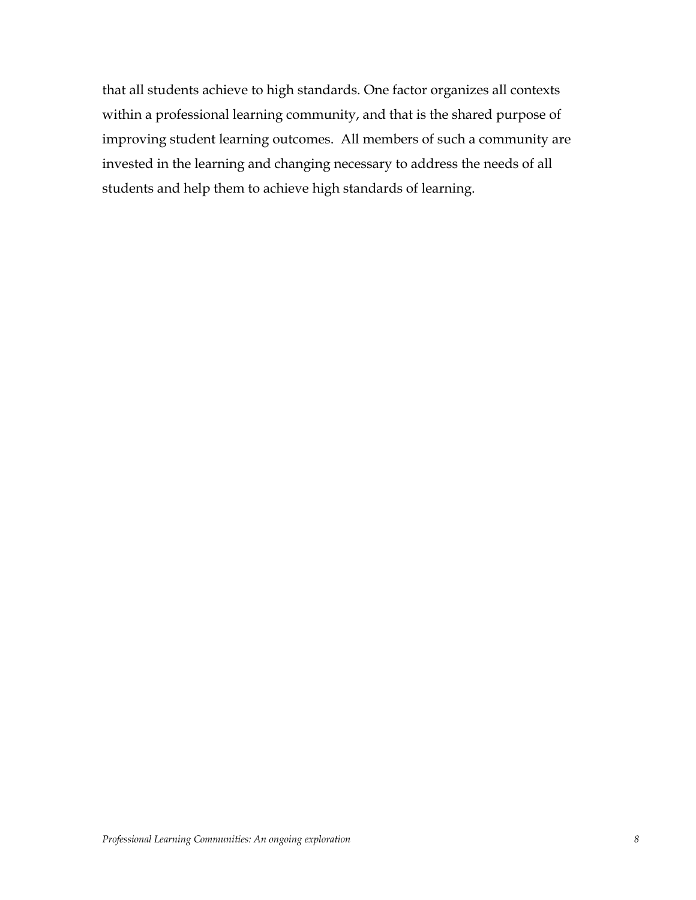that all students achieve to high standards. One factor organizes all contexts within a professional learning community, and that is the shared purpose of improving student learning outcomes. All members of such a community are invested in the learning and changing necessary to address the needs of all students and help them to achieve high standards of learning.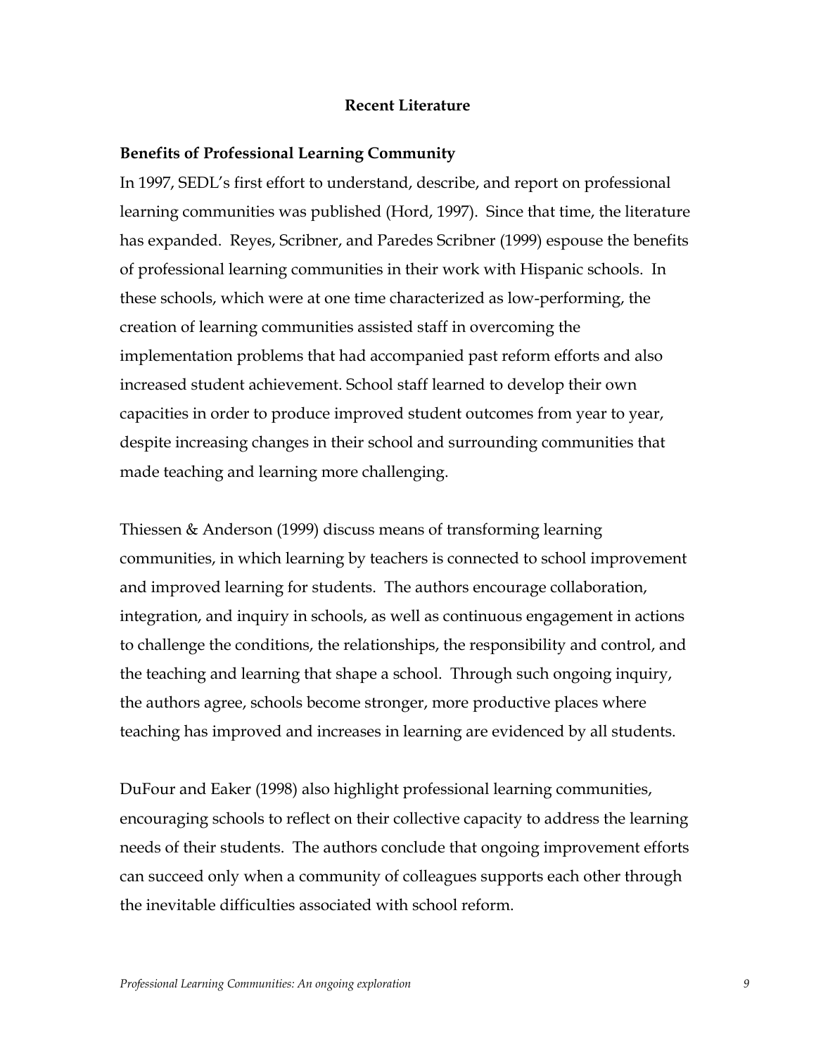## Recent Literature

### Benefits of Professional Learning Community

In 1997, SEDL's first effort to understand, describe, and report on professional learning communities was published (Hord, 1997). Since that time, the literature has expanded. Reyes, Scribner, and Paredes Scribner (1999) espouse the benefits of professional learning communities in their work with Hispanic schools. In these schools, which were at one time characterized as low-performing, the creation of learning communities assisted staff in overcoming the implementation problems that had accompanied past reform efforts and also increased student achievement. School staff learned to develop their own capacities in order to produce improved student outcomes from year to year, despite increasing changes in their school and surrounding communities that made teaching and learning more challenging.

Thiessen & Anderson (1999) discuss means of transforming learning communities, in which learning by teachers is connected to school improvement and improved learning for students. The authors encourage collaboration, integration, and inquiry in schools, as well as continuous engagement in actions to challenge the conditions, the relationships, the responsibility and control, and the teaching and learning that shape a school. Through such ongoing inquiry, the authors agree, schools become stronger, more productive places where teaching has improved and increases in learning are evidenced by all students.

DuFour and Eaker (1998) also highlight professional learning communities, encouraging schools to reflect on their collective capacity to address the learning needs of their students. The authors conclude that ongoing improvement efforts can succeed only when a community of colleagues supports each other through the inevitable difficulties associated with school reform.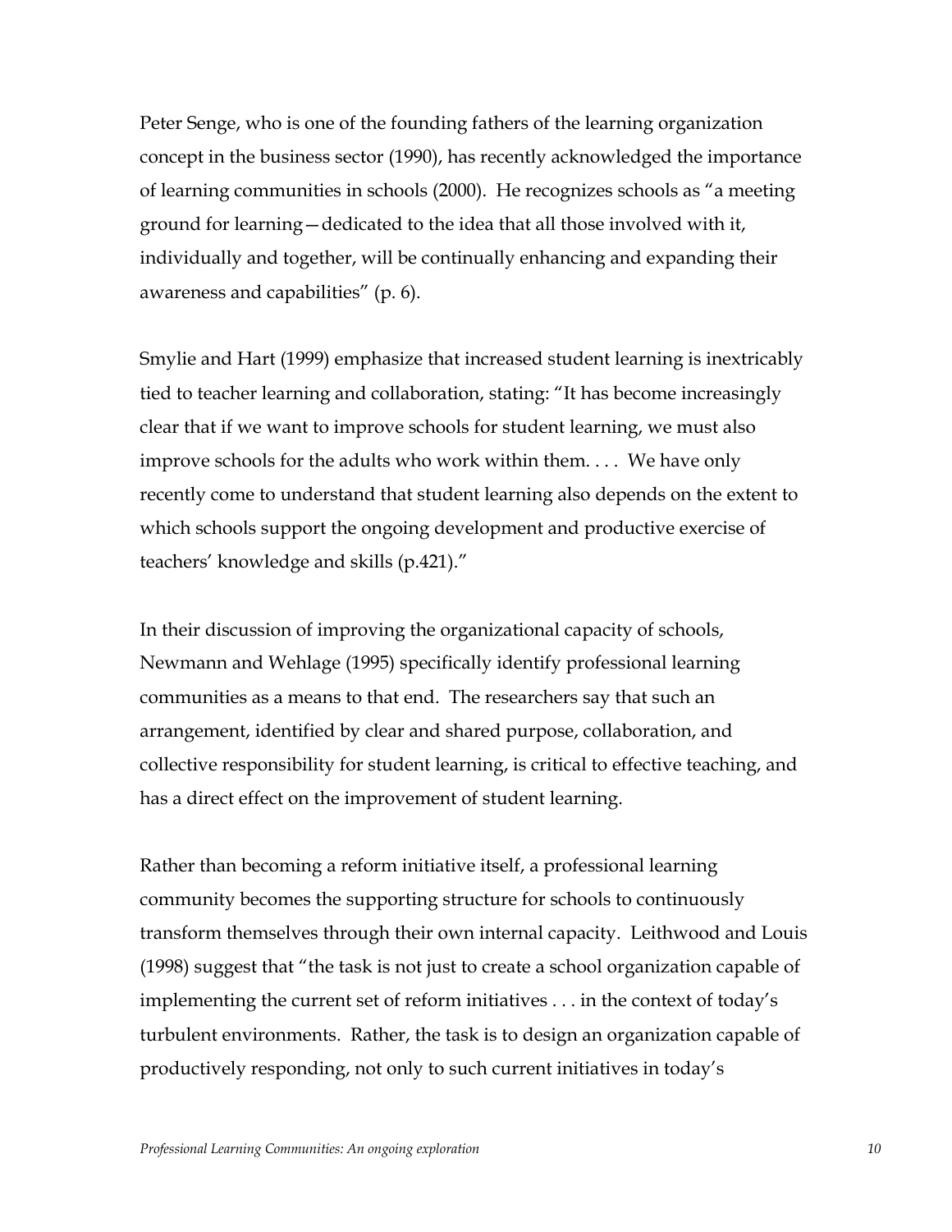Peter Senge, who is one of the founding fathers of the learning organization concept in the business sector (1990), has recently acknowledged the importance of learning communities in schools (2000). He recognizes schools as "a meeting ground for learning—dedicated to the idea that all those involved with it, individually and together, will be continually enhancing and expanding their awareness and capabilities" (p. 6).

Smylie and Hart (1999) emphasize that increased student learning is inextricably tied to teacher learning and collaboration, stating: "It has become increasingly clear that if we want to improve schools for student learning, we must also improve schools for the adults who work within them. . . . We have only recently come to understand that student learning also depends on the extent to which schools support the ongoing development and productive exercise of teachers' knowledge and skills (p.421)."

In their discussion of improving the organizational capacity of schools, Newmann and Wehlage (1995) specifically identify professional learning communities as a means to that end. The researchers say that such an arrangement, identified by clear and shared purpose, collaboration, and collective responsibility for student learning, is critical to effective teaching, and has a direct effect on the improvement of student learning.

Rather than becoming a reform initiative itself, a professional learning community becomes the supporting structure for schools to continuously transform themselves through their own internal capacity. Leithwood and Louis (1998) suggest that "the task is not just to create a school organization capable of implementing the current set of reform initiatives . . . in the context of today's turbulent environments. Rather, the task is to design an organization capable of productively responding, not only to such current initiatives in today's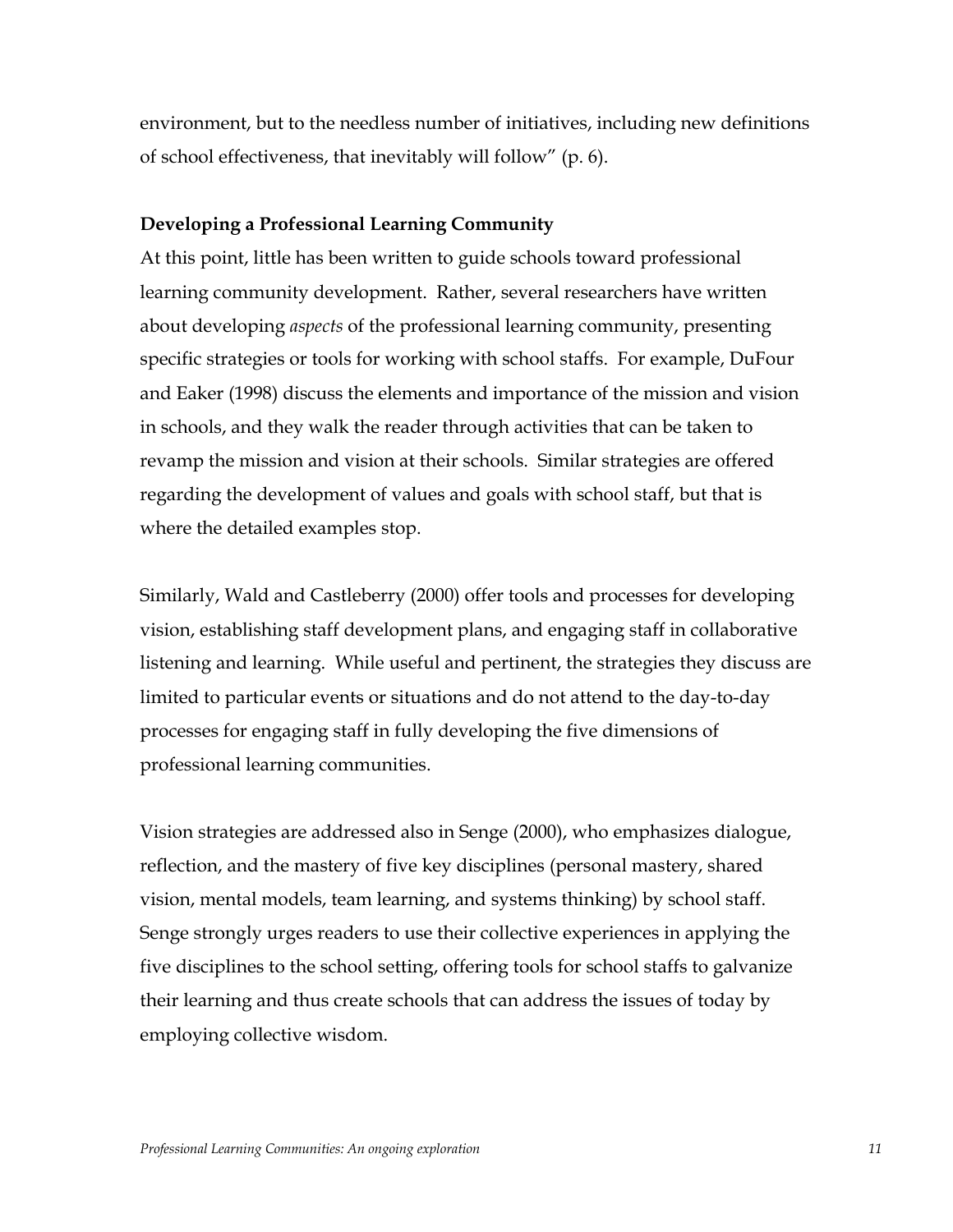environment, but to the needless number of initiatives, including new definitions of school effectiveness, that inevitably will follow" (p. 6).

### Developing a Professional Learning Community

At this point, little has been written to guide schools toward professional learning community development. Rather, several researchers have written about developing *aspects* of the professional learning community, presenting specific strategies or tools for working with school staffs. For example, DuFour and Eaker (1998) discuss the elements and importance of the mission and vision in schools, and they walk the reader through activities that can be taken to revamp the mission and vision at their schools. Similar strategies are offered regarding the development of values and goals with school staff, but that is where the detailed examples stop.

Similarly, Wald and Castleberry (2000) offer tools and processes for developing vision, establishing staff development plans, and engaging staff in collaborative listening and learning. While useful and pertinent, the strategies they discuss are limited to particular events or situations and do not attend to the day-to-day processes for engaging staff in fully developing the five dimensions of professional learning communities.

Vision strategies are addressed also in Senge (2000), who emphasizes dialogue, reflection, and the mastery of five key disciplines (personal mastery, shared vision, mental models, team learning, and systems thinking) by school staff. Senge strongly urges readers to use their collective experiences in applying the five disciplines to the school setting, offering tools for school staffs to galvanize their learning and thus create schools that can address the issues of today by employing collective wisdom.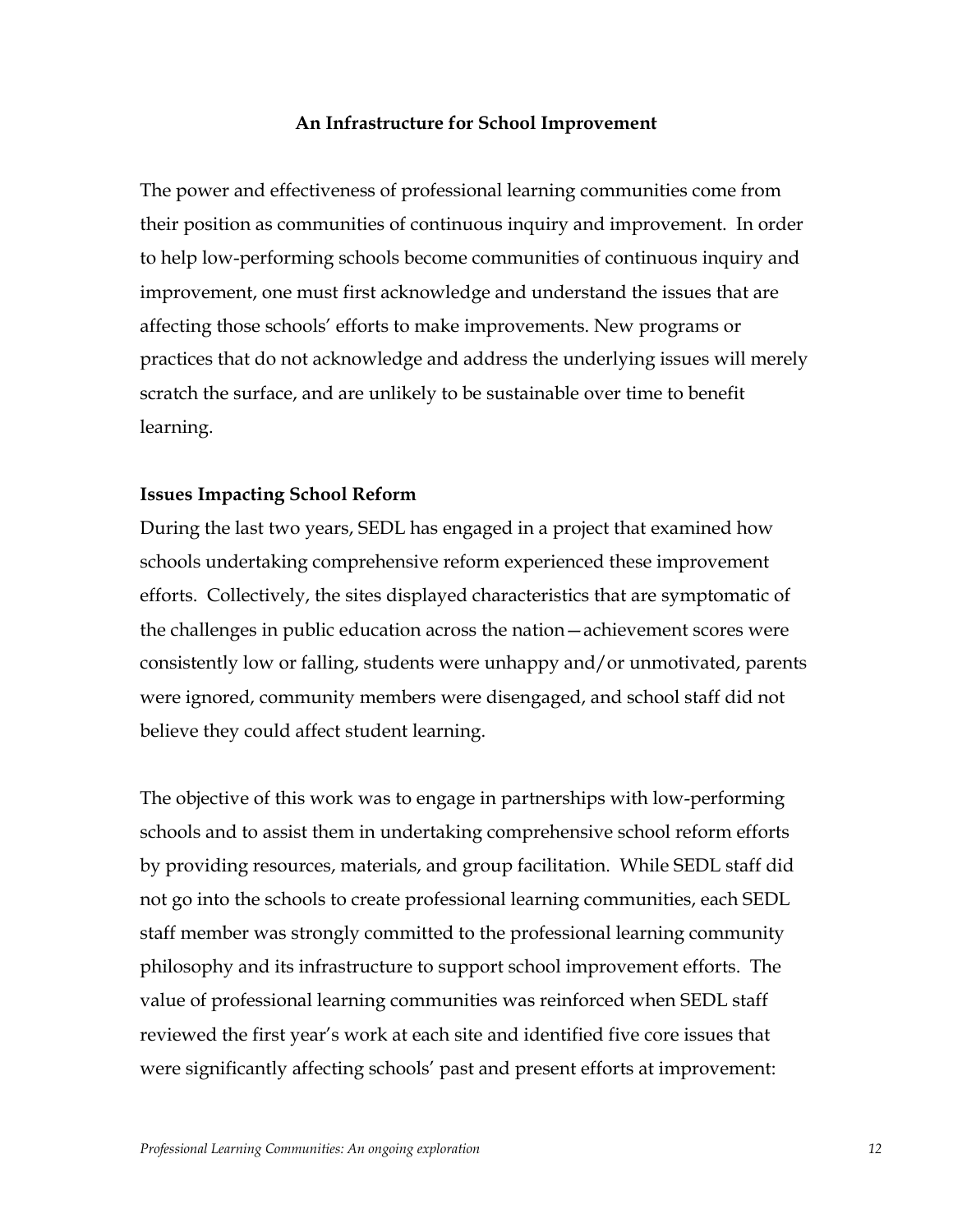## An Infrastructure for School Improvement

The power and effectiveness of professional learning communities come from their position as communities of continuous inquiry and improvement. In order to help low-performing schools become communities of continuous inquiry and improvement, one must first acknowledge and understand the issues that are affecting those schools' efforts to make improvements. New programs or practices that do not acknowledge and address the underlying issues will merely scratch the surface, and are unlikely to be sustainable over time to benefit learning.

### Issues Impacting School Reform

During the last two years, SEDL has engaged in a project that examined how schools undertaking comprehensive reform experienced these improvement efforts. Collectively, the sites displayed characteristics that are symptomatic of the challenges in public education across the nation—achievement scores were consistently low or falling, students were unhappy and/or unmotivated, parents were ignored, community members were disengaged, and school staff did not believe they could affect student learning.

The objective of this work was to engage in partnerships with low-performing schools and to assist them in undertaking comprehensive school reform efforts by providing resources, materials, and group facilitation. While SEDL staff did not go into the schools to create professional learning communities, each SEDL staff member was strongly committed to the professional learning community philosophy and its infrastructure to support school improvement efforts. The value of professional learning communities was reinforced when SEDL staff reviewed the first year's work at each site and identified five core issues that were significantly affecting schools' past and present efforts at improvement: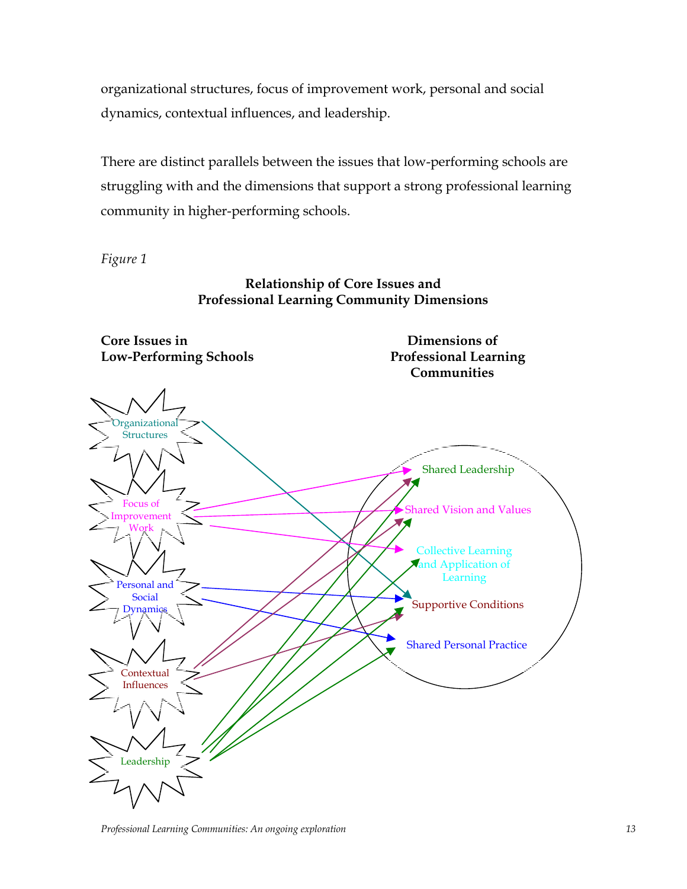organizational structures, focus of improvement work, personal and social dynamics, contextual influences, and leadership.

There are distinct parallels between the issues that low-performing schools are struggling with and the dimensions that support a strong professional learning community in higher-performing schools.

*Figure 1*

**Relationship of Core Issues and Professional Learning Community Dimensions**

**Core Issues in Low-Performing Schools**

**Dimensions of Professional Learning Communities**

Organizational Structures

Focus of Improvement Work

Personal and Social Dynamics

Contextual Influences

Leadership

Shared Leadership

Shared Vision and Values

Collective Learning and Application of Learning

Supportive Conditions

Shared Personal Practice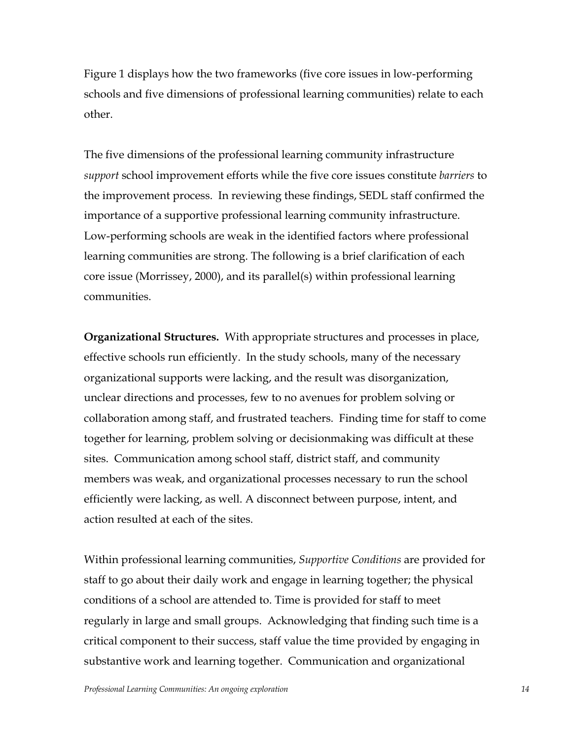Figure 1 displays how the two frameworks (five core issues in low-performing schools and five dimensions of professional learning communities) relate to each other.

The five dimensions of the professional learning community infrastructure *support* school improvement efforts while the five core issues constitute *barriers* to the improvement process. In reviewing these findings, SEDL staff confirmed the importance of a supportive professional learning community infrastructure. Low-performing schools are weak in the identified factors where professional learning communities are strong. The following is a brief clarification of each core issue (Morrissey, 2000), and its parallel(s) within professional learning communities.

**Organizational Structures.** With appropriate structures and processes in place, effective schools run efficiently. In the study schools, many of the necessary organizational supports were lacking, and the result was disorganization, unclear directions and processes, few to no avenues for problem solving or collaboration among staff, and frustrated teachers. Finding time for staff to come together for learning, problem solving or decisionmaking was difficult at these sites. Communication among school staff, district staff, and community members was weak, and organizational processes necessary to run the school efficiently were lacking, as well. A disconnect between purpose, intent, and action resulted at each of the sites.

Within professional learning communities, *Supportive Conditions* are provided for staff to go about their daily work and engage in learning together; the physical conditions of a school are attended to. Time is provided for staff to meet regularly in large and small groups. Acknowledging that finding such time is a critical component to their success, staff value the time provided by engaging in substantive work and learning together. Communication and organizational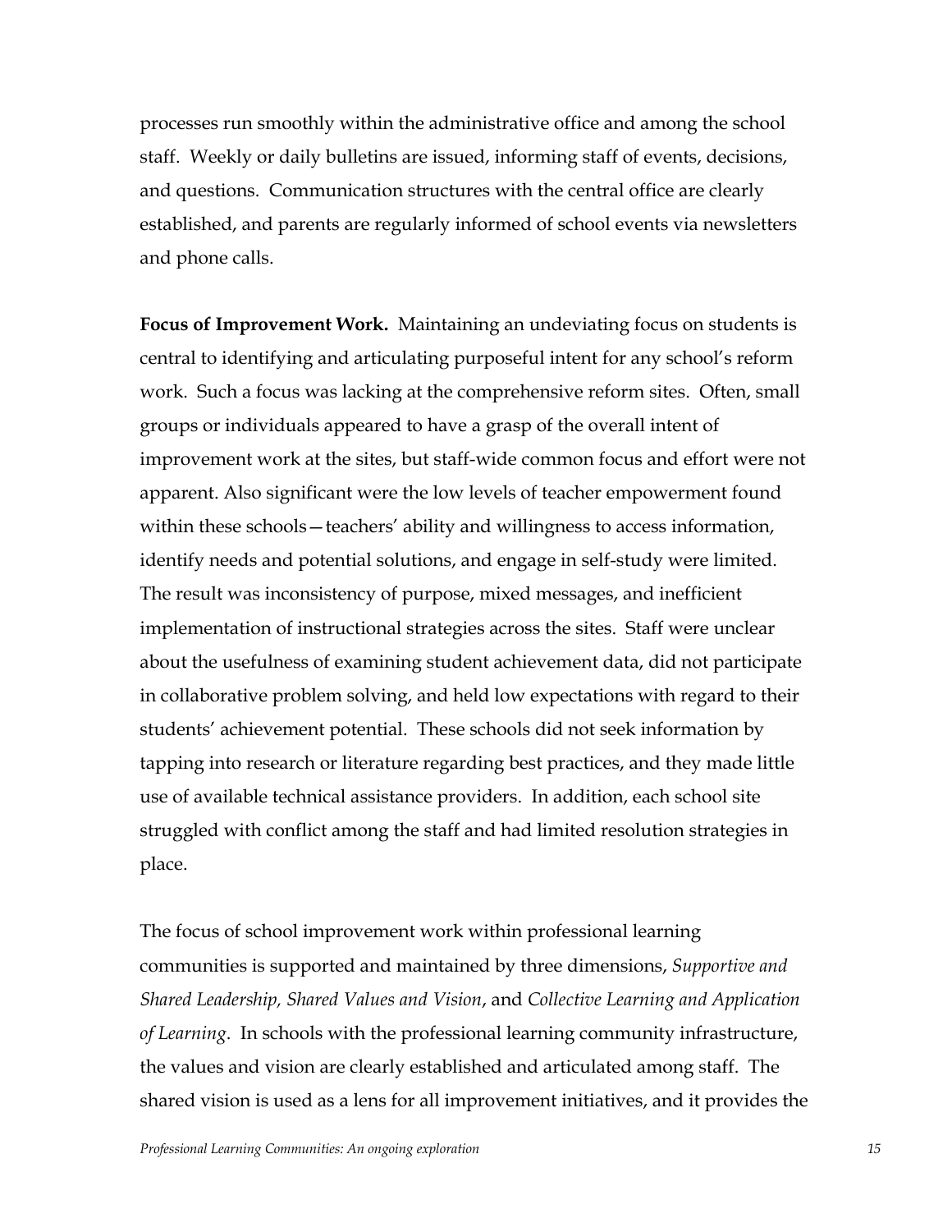processes run smoothly within the administrative office and among the school staff. Weekly or daily bulletins are issued, informing staff of events, decisions, and questions. Communication structures with the central office are clearly established, and parents are regularly informed of school events via newsletters and phone calls.

**Focus of Improvement Work.** Maintaining an undeviating focus on students is central to identifying and articulating purposeful intent for any school's reform work. Such a focus was lacking at the comprehensive reform sites. Often, small groups or individuals appeared to have a grasp of the overall intent of improvement work at the sites, but staff-wide common focus and effort were not apparent. Also significant were the low levels of teacher empowerment found within these schools—teachers' ability and willingness to access information, identify needs and potential solutions, and engage in self-study were limited. The result was inconsistency of purpose, mixed messages, and inefficient implementation of instructional strategies across the sites. Staff were unclear about the usefulness of examining student achievement data, did not participate in collaborative problem solving, and held low expectations with regard to their students' achievement potential. These schools did not seek information by tapping into research or literature regarding best practices, and they made little use of available technical assistance providers. In addition, each school site struggled with conflict among the staff and had limited resolution strategies in place.

The focus of school improvement work within professional learning communities is supported and maintained by three dimensions, *Supportive and Shared Leadership, Shared Values and Vision*, and *Collective Learning and Application of Learning*. In schools with the professional learning community infrastructure, the values and vision are clearly established and articulated among staff. The shared vision is used as a lens for all improvement initiatives, and it provides the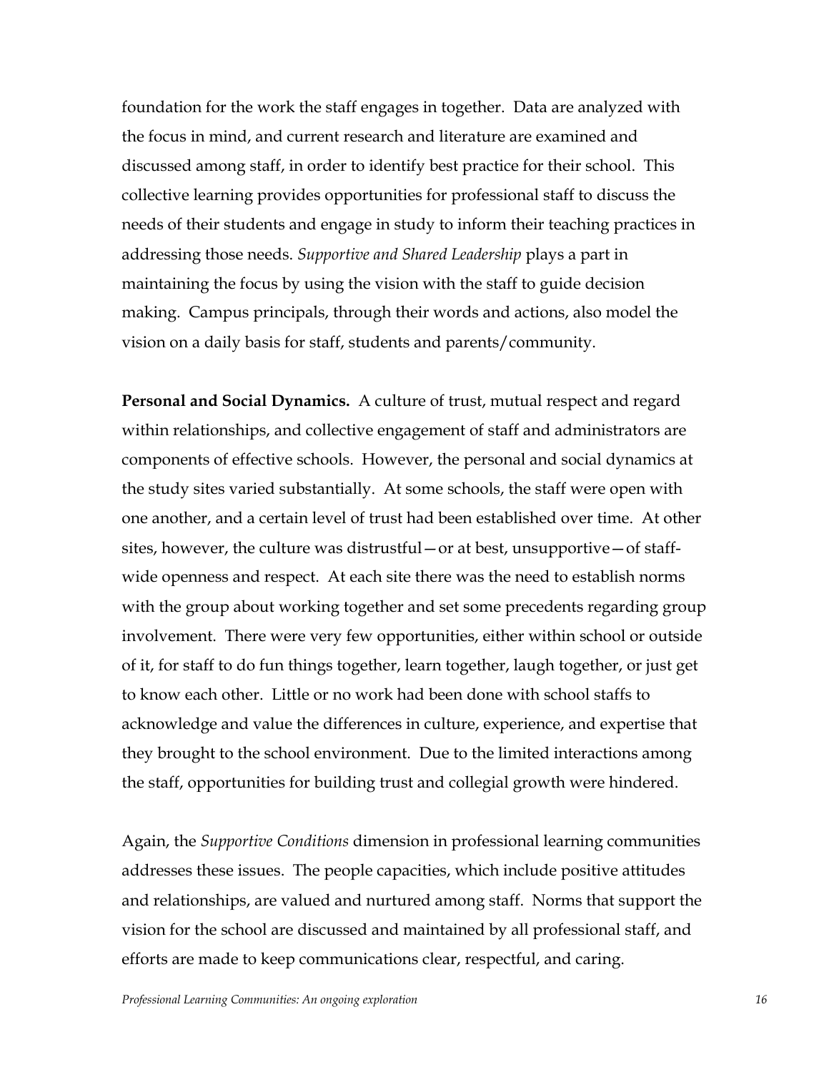foundation for the work the staff engages in together. Data are analyzed with the focus in mind, and current research and literature are examined and discussed among staff, in order to identify best practice for their school. This collective learning provides opportunities for professional staff to discuss the needs of their students and engage in study to inform their teaching practices in addressing those needs. *Supportive and Shared Leadership* plays a part in maintaining the focus by using the vision with the staff to guide decision making. Campus principals, through their words and actions, also model the vision on a daily basis for staff, students and parents/community.

**Personal and Social Dynamics.** A culture of trust, mutual respect and regard within relationships, and collective engagement of staff and administrators are components of effective schools. However, the personal and social dynamics at the study sites varied substantially. At some schools, the staff were open with one another, and a certain level of trust had been established over time. At other sites, however, the culture was distrustful—or at best, unsupportive—of staff-wide openness and respect. At each site there was the need to establish norms with the group about working together and set some precedents regarding group involvement. There were very few opportunities, either within school or outside of it, for staff to do fun things together, learn together, laugh together, or just get to know each other. Little or no work had been done with school staffs to acknowledge and value the differences in culture, experience, and expertise that they brought to the school environment. Due to the limited interactions among the staff, opportunities for building trust and collegial growth were hindered.

Again, the *Supportive Conditions* dimension in professional learning communities addresses these issues. The people capacities, which include positive attitudes and relationships, are valued and nurtured among staff. Norms that support the vision for the school are discussed and maintained by all professional staff, and efforts are made to keep communications clear, respectful, and caring.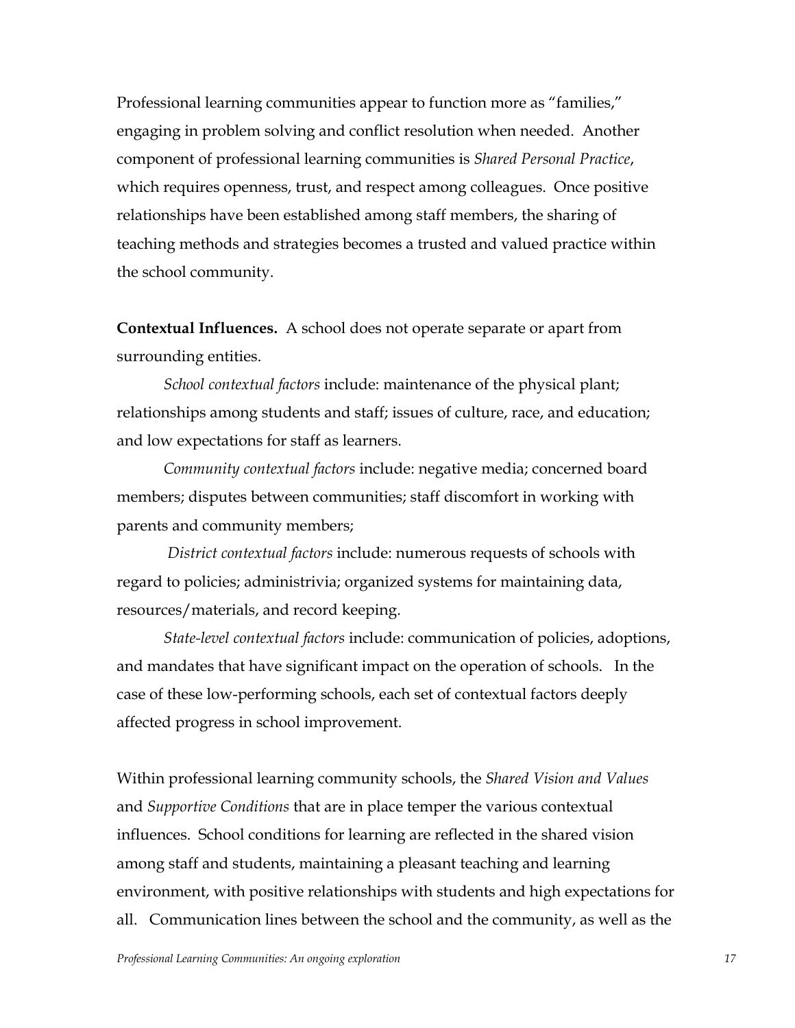Professional learning communities appear to function more as "families," engaging in problem solving and conflict resolution when needed. Another component of professional learning communities is *Shared Personal Practice*, which requires openness, trust, and respect among colleagues. Once positive relationships have been established among staff members, the sharing of teaching methods and strategies becomes a trusted and valued practice within the school community.

**Contextual Influences.** A school does not operate separate or apart from surrounding entities.

*School contextual factors* include: maintenance of the physical plant; relationships among students and staff; issues of culture, race, and education; and low expectations for staff as learners.

*Community contextual factors* include: negative media; concerned board members; disputes between communities; staff discomfort in working with parents and community members;

*District contextual factors* include: numerous requests of schools with regard to policies; administrivia; organized systems for maintaining data, resources/materials, and record keeping.

*State-level contextual factors* include: communication of policies, adoptions, and mandates that have significant impact on the operation of schools. In the case of these low-performing schools, each set of contextual factors deeply affected progress in school improvement.

Within professional learning community schools, the *Shared Vision and Values* and *Supportive Conditions* that are in place temper the various contextual influences. School conditions for learning are reflected in the shared vision among staff and students, maintaining a pleasant teaching and learning environment, with positive relationships with students and high expectations for all. Communication lines between the school and the community, as well as the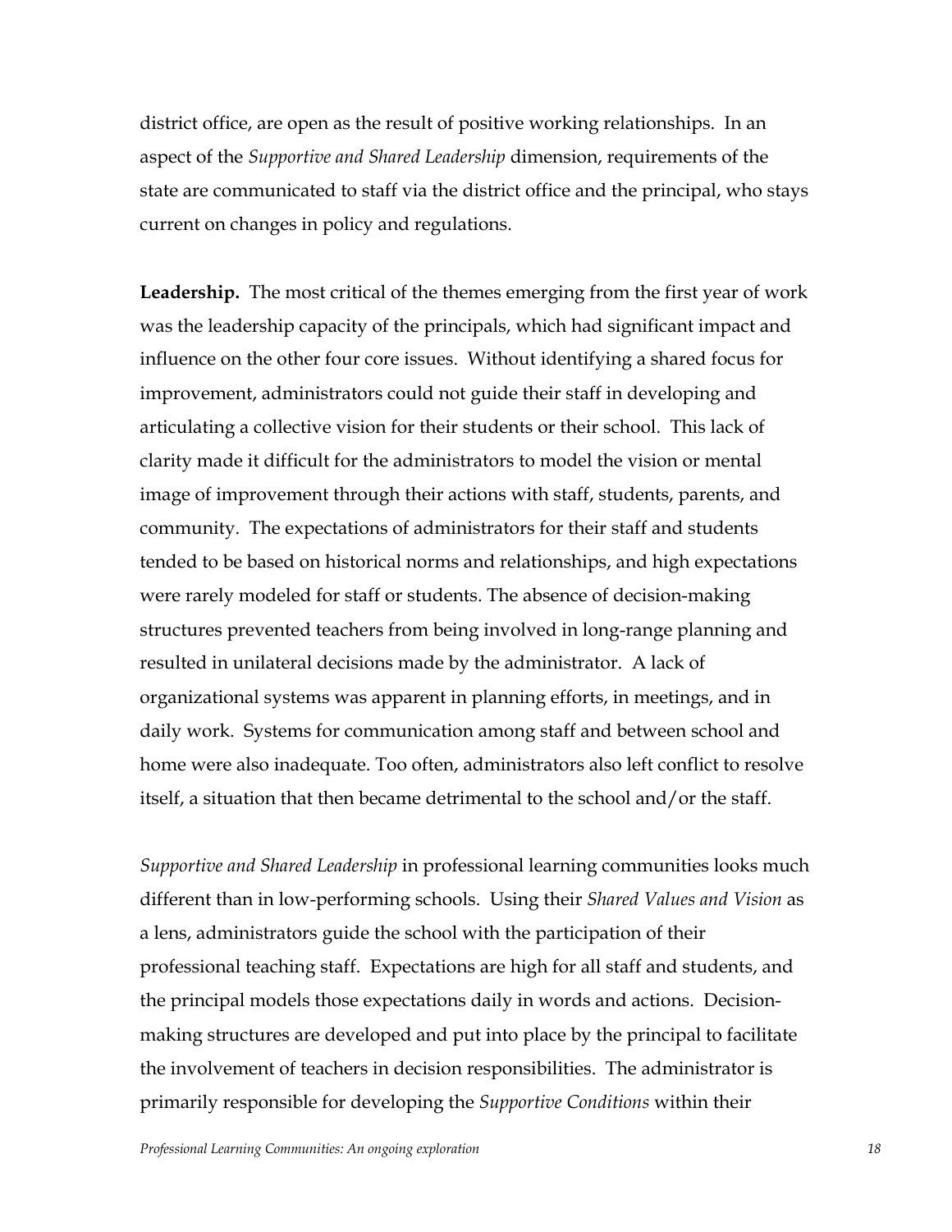district office, are open as the result of positive working relationships. In an aspect of the *Supportive and Shared Leadership* dimension, requirements of the state are communicated to staff via the district office and the principal, who stays current on changes in policy and regulations.

**Leadership.** The most critical of the themes emerging from the first year of work was the leadership capacity of the principals, which had significant impact and influence on the other four core issues. Without identifying a shared focus for improvement, administrators could not guide their staff in developing and articulating a collective vision for their students or their school. This lack of clarity made it difficult for the administrators to model the vision or mental image of improvement through their actions with staff, students, parents, and community. The expectations of administrators for their staff and students tended to be based on historical norms and relationships, and high expectations were rarely modeled for staff or students. The absence of decision-making structures prevented teachers from being involved in long-range planning and resulted in unilateral decisions made by the administrator. A lack of organizational systems was apparent in planning efforts, in meetings, and in daily work. Systems for communication among staff and between school and home were also inadequate. Too often, administrators also left conflict to resolve itself, a situation that then became detrimental to the school and/or the staff.

*Supportive and Shared Leadership* in professional learning communities looks much different than in low-performing schools. Using their *Shared Values and Vision* as a lens, administrators guide the school with the participation of their professional teaching staff. Expectations are high for all staff and students, and the principal models those expectations daily in words and actions. Decision-making structures are developed and put into place by the principal to facilitate the involvement of teachers in decision responsibilities. The administrator is primarily responsible for developing the *Supportive Conditions* within their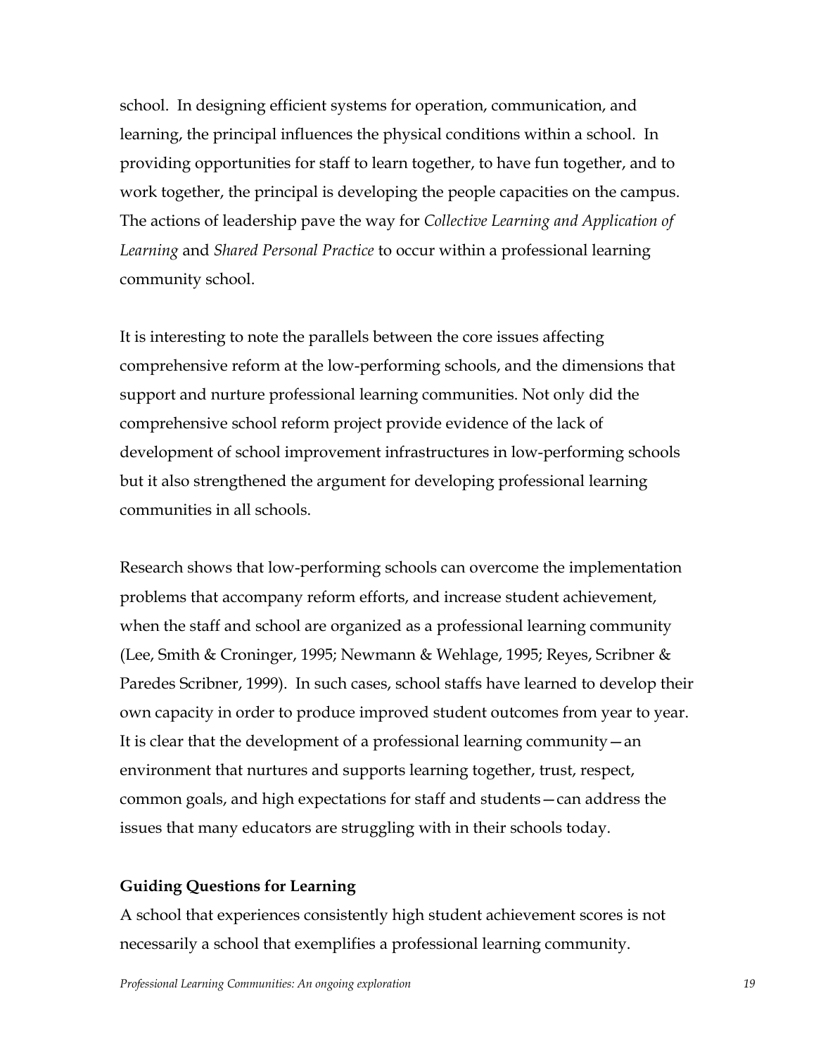school. In designing efficient systems for operation, communication, and learning, the principal influences the physical conditions within a school. In providing opportunities for staff to learn together, to have fun together, and to work together, the principal is developing the people capacities on the campus. The actions of leadership pave the way for *Collective Learning and Application of Learning* and *Shared Personal Practice* to occur within a professional learning community school.

It is interesting to note the parallels between the core issues affecting comprehensive reform at the low-performing schools, and the dimensions that support and nurture professional learning communities. Not only did the comprehensive school reform project provide evidence of the lack of development of school improvement infrastructures in low-performing schools but it also strengthened the argument for developing professional learning communities in all schools.

Research shows that low-performing schools can overcome the implementation problems that accompany reform efforts, and increase student achievement, when the staff and school are organized as a professional learning community (Lee, Smith & Croninger, 1995; Newmann & Wehlage, 1995; Reyes, Scribner & Paredes Scribner, 1999). In such cases, school staffs have learned to develop their own capacity in order to produce improved student outcomes from year to year. It is clear that the development of a professional learning community—an environment that nurtures and supports learning together, trust, respect, common goals, and high expectations for staff and students—can address the issues that many educators are struggling with in their schools today.

**Guiding Questions for Learning**

A school that experiences consistently high student achievement scores is not necessarily a school that exemplifies a professional learning community.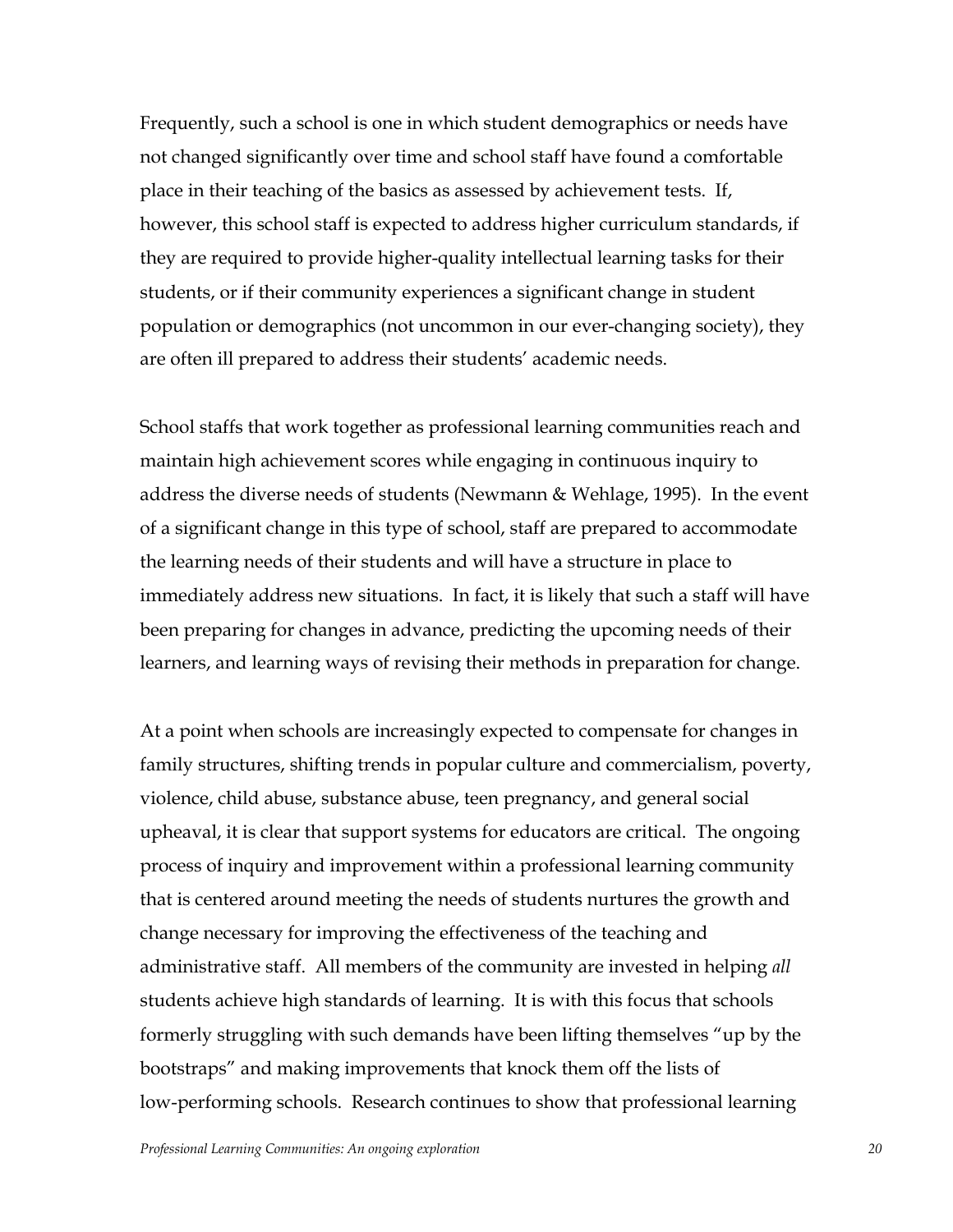Frequently, such a school is one in which student demographics or needs have not changed significantly over time and school staff have found a comfortable place in their teaching of the basics as assessed by achievement tests. If, however, this school staff is expected to address higher curriculum standards, if they are required to provide higher-quality intellectual learning tasks for their students, or if their community experiences a significant change in student population or demographics (not uncommon in our ever-changing society), they are often ill prepared to address their students' academic needs.

School staffs that work together as professional learning communities reach and maintain high achievement scores while engaging in continuous inquiry to address the diverse needs of students (Newmann & Wehlage, 1995). In the event of a significant change in this type of school, staff are prepared to accommodate the learning needs of their students and will have a structure in place to immediately address new situations. In fact, it is likely that such a staff will have been preparing for changes in advance, predicting the upcoming needs of their learners, and learning ways of revising their methods in preparation for change.

At a point when schools are increasingly expected to compensate for changes in family structures, shifting trends in popular culture and commercialism, poverty, violence, child abuse, substance abuse, teen pregnancy, and general social upheaval, it is clear that support systems for educators are critical. The ongoing process of inquiry and improvement within a professional learning community that is centered around meeting the needs of students nurtures the growth and change necessary for improving the effectiveness of the teaching and administrative staff. All members of the community are invested in helping *all* students achieve high standards of learning. It is with this focus that schools formerly struggling with such demands have been lifting themselves "up by the bootstraps" and making improvements that knock them off the lists of low-performing schools. Research continues to show that professional learning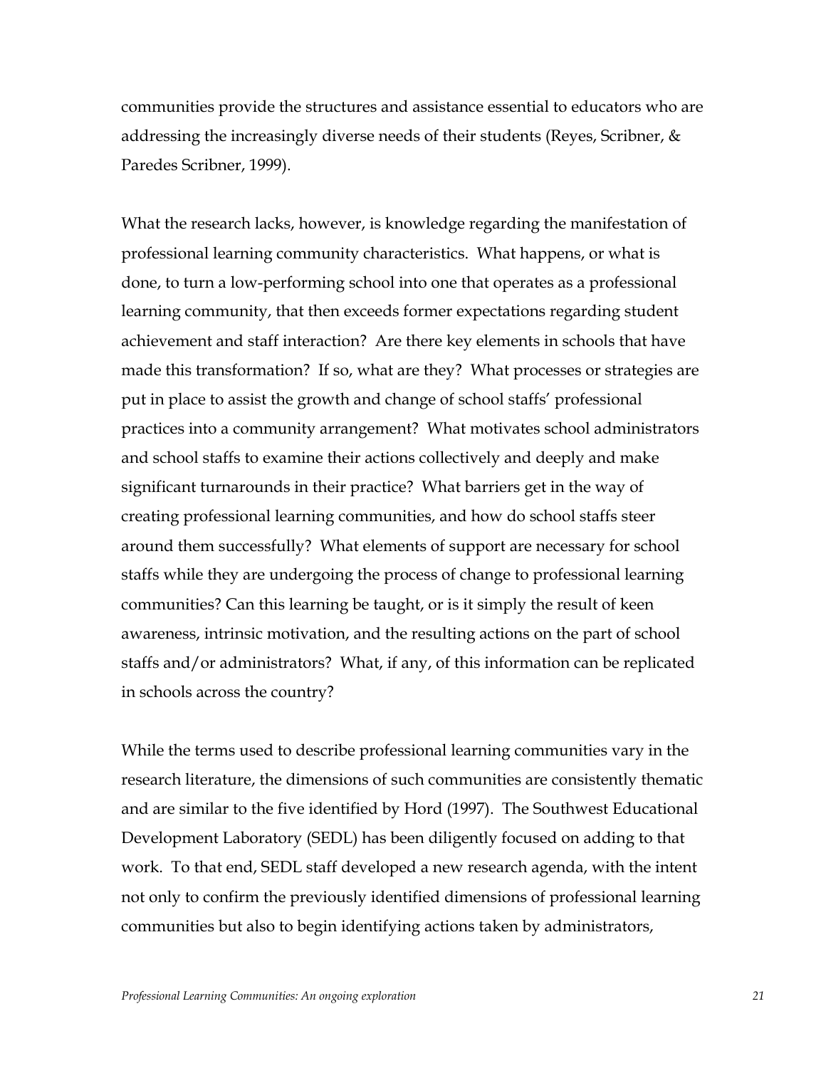communities provide the structures and assistance essential to educators who are addressing the increasingly diverse needs of their students (Reyes, Scribner, & Paredes Scribner, 1999).

What the research lacks, however, is knowledge regarding the manifestation of professional learning community characteristics. What happens, or what is done, to turn a low-performing school into one that operates as a professional learning community, that then exceeds former expectations regarding student achievement and staff interaction? Are there key elements in schools that have made this transformation? If so, what are they? What processes or strategies are put in place to assist the growth and change of school staffs' professional practices into a community arrangement? What motivates school administrators and school staffs to examine their actions collectively and deeply and make significant turnarounds in their practice? What barriers get in the way of creating professional learning communities, and how do school staffs steer around them successfully? What elements of support are necessary for school staffs while they are undergoing the process of change to professional learning communities? Can this learning be taught, or is it simply the result of keen awareness, intrinsic motivation, and the resulting actions on the part of school staffs and/or administrators? What, if any, of this information can be replicated in schools across the country?

While the terms used to describe professional learning communities vary in the research literature, the dimensions of such communities are consistently thematic and are similar to the five identified by Hord (1997). The Southwest Educational Development Laboratory (SEDL) has been diligently focused on adding to that work. To that end, SEDL staff developed a new research agenda, with the intent not only to confirm the previously identified dimensions of professional learning communities but also to begin identifying actions taken by administrators,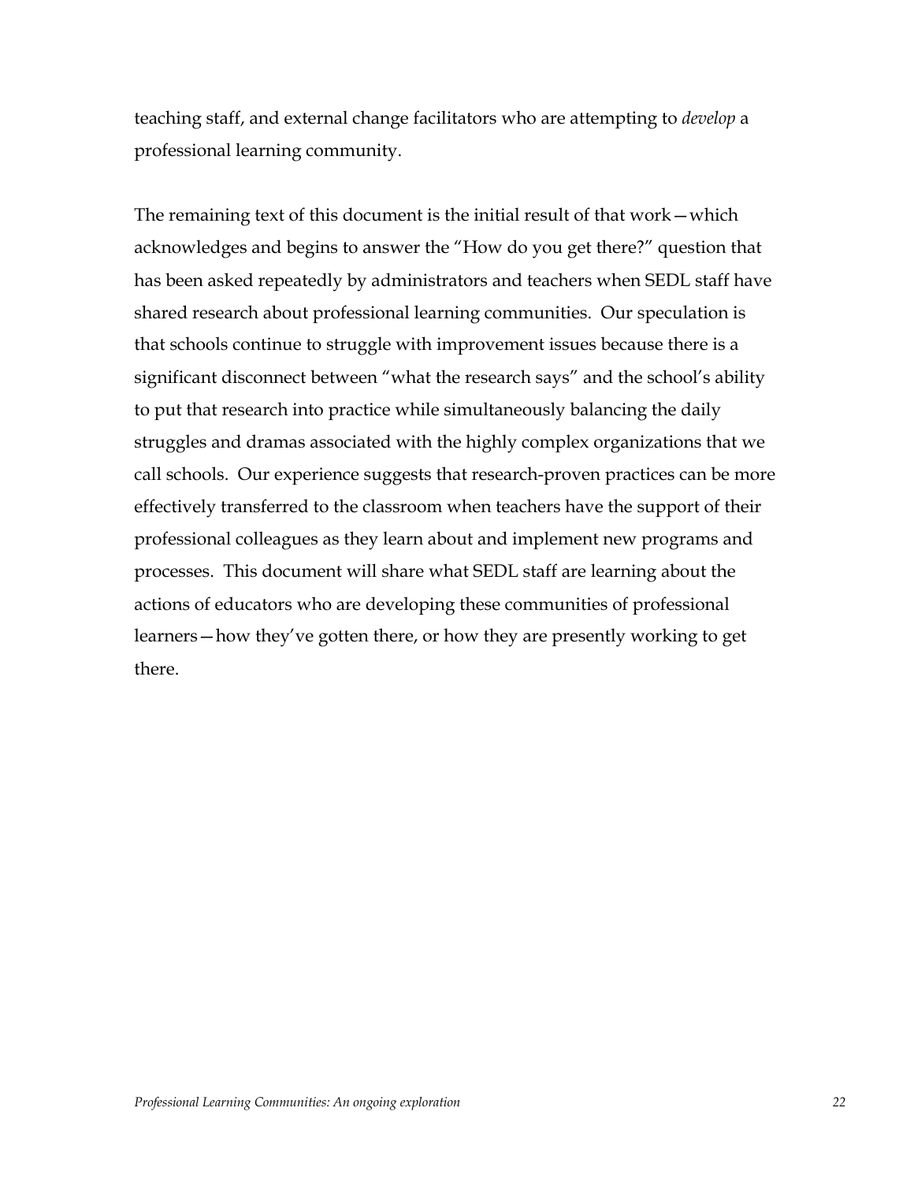teaching staff, and external change facilitators who are attempting to *develop* a professional learning community.

The remaining text of this document is the initial result of that work—which acknowledges and begins to answer the "How do you get there?" question that has been asked repeatedly by administrators and teachers when SEDL staff have shared research about professional learning communities. Our speculation is that schools continue to struggle with improvement issues because there is a significant disconnect between "what the research says" and the school's ability to put that research into practice while simultaneously balancing the daily struggles and dramas associated with the highly complex organizations that we call schools. Our experience suggests that research-proven practices can be more effectively transferred to the classroom when teachers have the support of their professional colleagues as they learn about and implement new programs and processes. This document will share what SEDL staff are learning about the actions of educators who are developing these communities of professional learners—how they've gotten there, or how they are presently working to get there.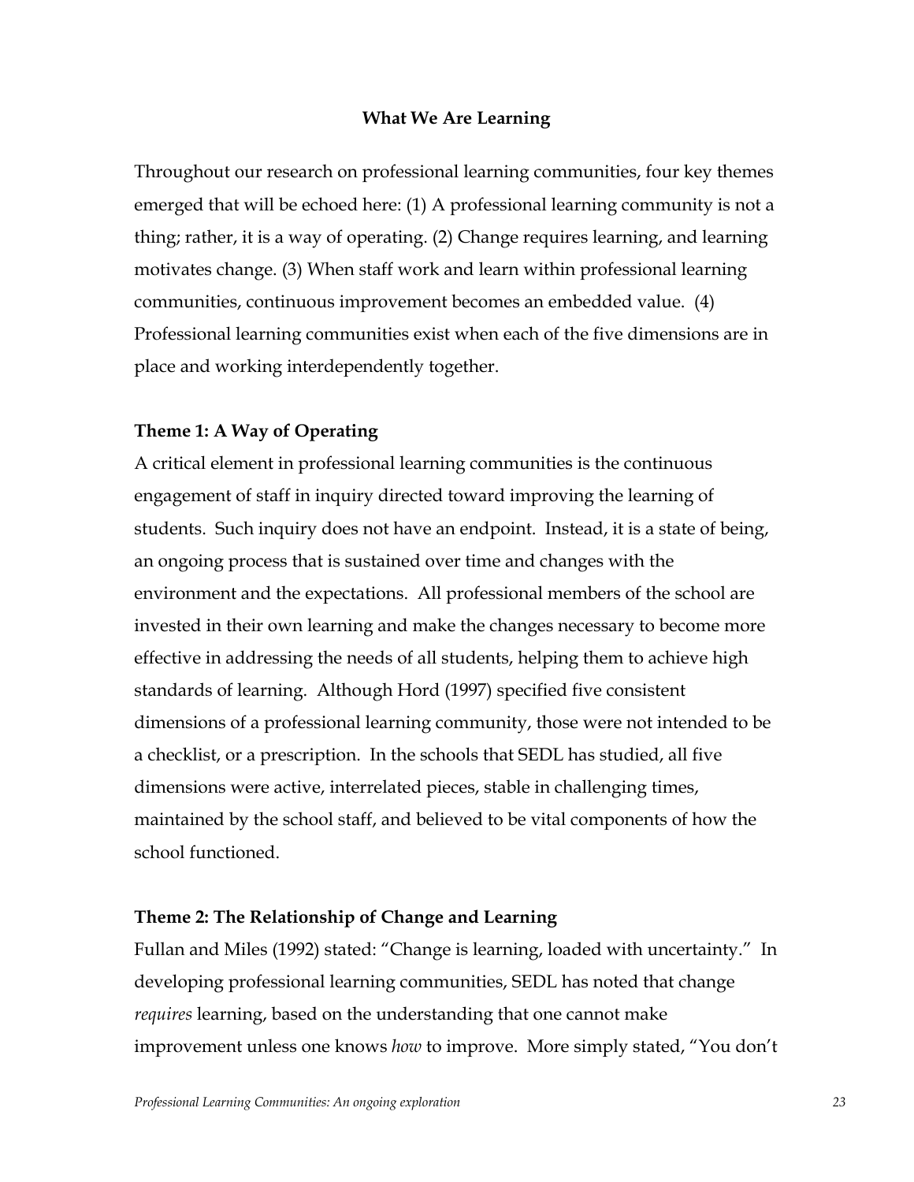## What We Are Learning

Throughout our research on professional learning communities, four key themes emerged that will be echoed here: (1) A professional learning community is not a thing; rather, it is a way of operating. (2) Change requires learning, and learning motivates change. (3) When staff work and learn within professional learning communities, continuous improvement becomes an embedded value. (4) Professional learning communities exist when each of the five dimensions are in place and working interdependently together.

### Theme 1: A Way of Operating

A critical element in professional learning communities is the continuous engagement of staff in inquiry directed toward improving the learning of students. Such inquiry does not have an endpoint. Instead, it is a state of being, an ongoing process that is sustained over time and changes with the environment and the expectations. All professional members of the school are invested in their own learning and make the changes necessary to become more effective in addressing the needs of all students, helping them to achieve high standards of learning. Although Hord (1997) specified five consistent dimensions of a professional learning community, those were not intended to be a checklist, or a prescription. In the schools that SEDL has studied, all five dimensions were active, interrelated pieces, stable in challenging times, maintained by the school staff, and believed to be vital components of how the school functioned.

### Theme 2: The Relationship of Change and Learning

Fullan and Miles (1992) stated: "Change is learning, loaded with uncertainty." In developing professional learning communities, SEDL has noted that change *requires* learning, based on the understanding that one cannot make improvement unless one knows *how* to improve. More simply stated, "You don't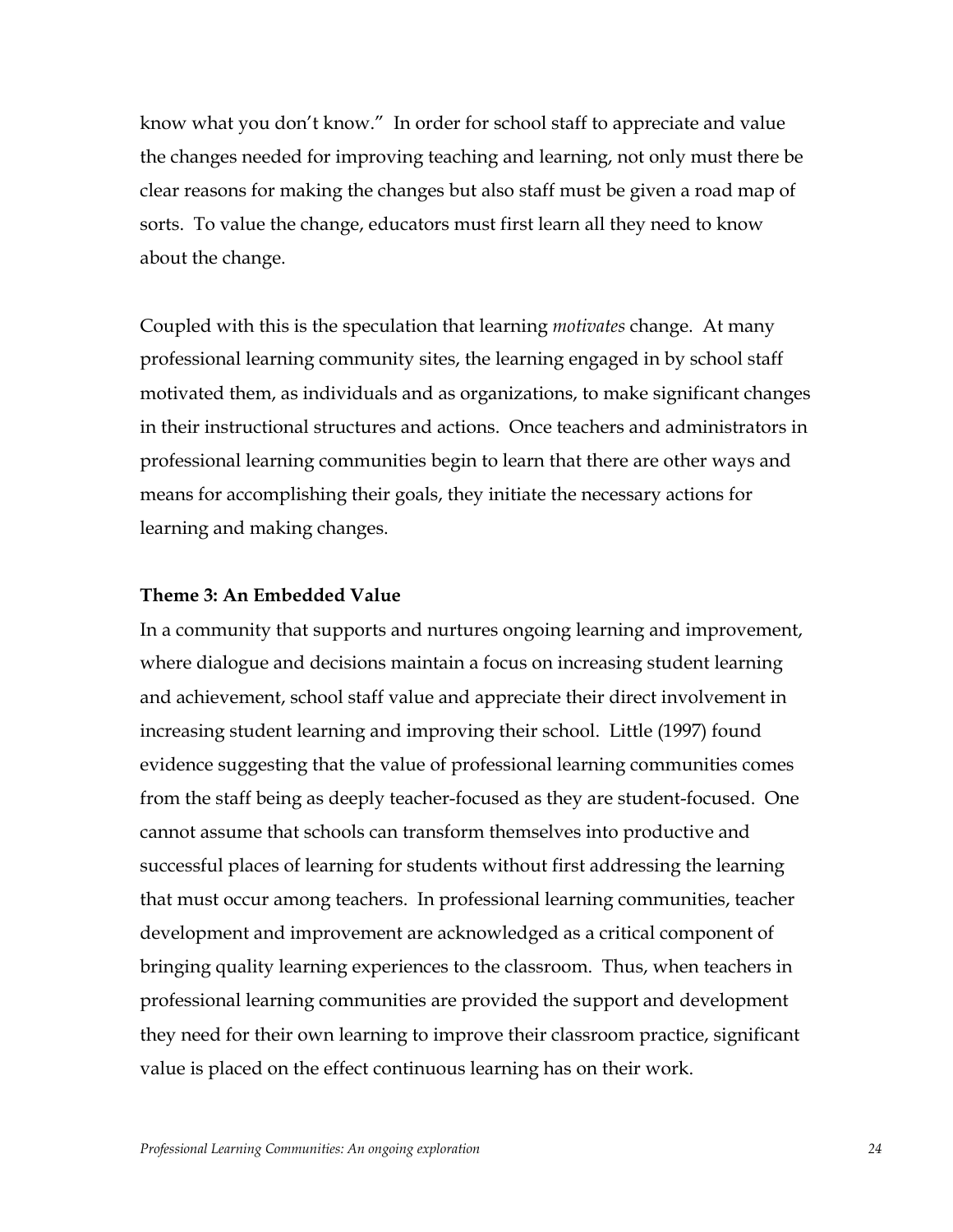know what you don't know." In order for school staff to appreciate and value the changes needed for improving teaching and learning, not only must there be clear reasons for making the changes but also staff must be given a road map of sorts. To value the change, educators must first learn all they need to know about the change.

Coupled with this is the speculation that learning *motivates* change. At many professional learning community sites, the learning engaged in by school staff motivated them, as individuals and as organizations, to make significant changes in their instructional structures and actions. Once teachers and administrators in professional learning communities begin to learn that there are other ways and means for accomplishing their goals, they initiate the necessary actions for learning and making changes.

**Theme 3: An Embedded Value**

In a community that supports and nurtures ongoing learning and improvement, where dialogue and decisions maintain a focus on increasing student learning and achievement, school staff value and appreciate their direct involvement in increasing student learning and improving their school. Little (1997) found evidence suggesting that the value of professional learning communities comes from the staff being as deeply teacher-focused as they are student-focused. One cannot assume that schools can transform themselves into productive and successful places of learning for students without first addressing the learning that must occur among teachers. In professional learning communities, teacher development and improvement are acknowledged as a critical component of bringing quality learning experiences to the classroom. Thus, when teachers in professional learning communities are provided the support and development they need for their own learning to improve their classroom practice, significant value is placed on the effect continuous learning has on their work.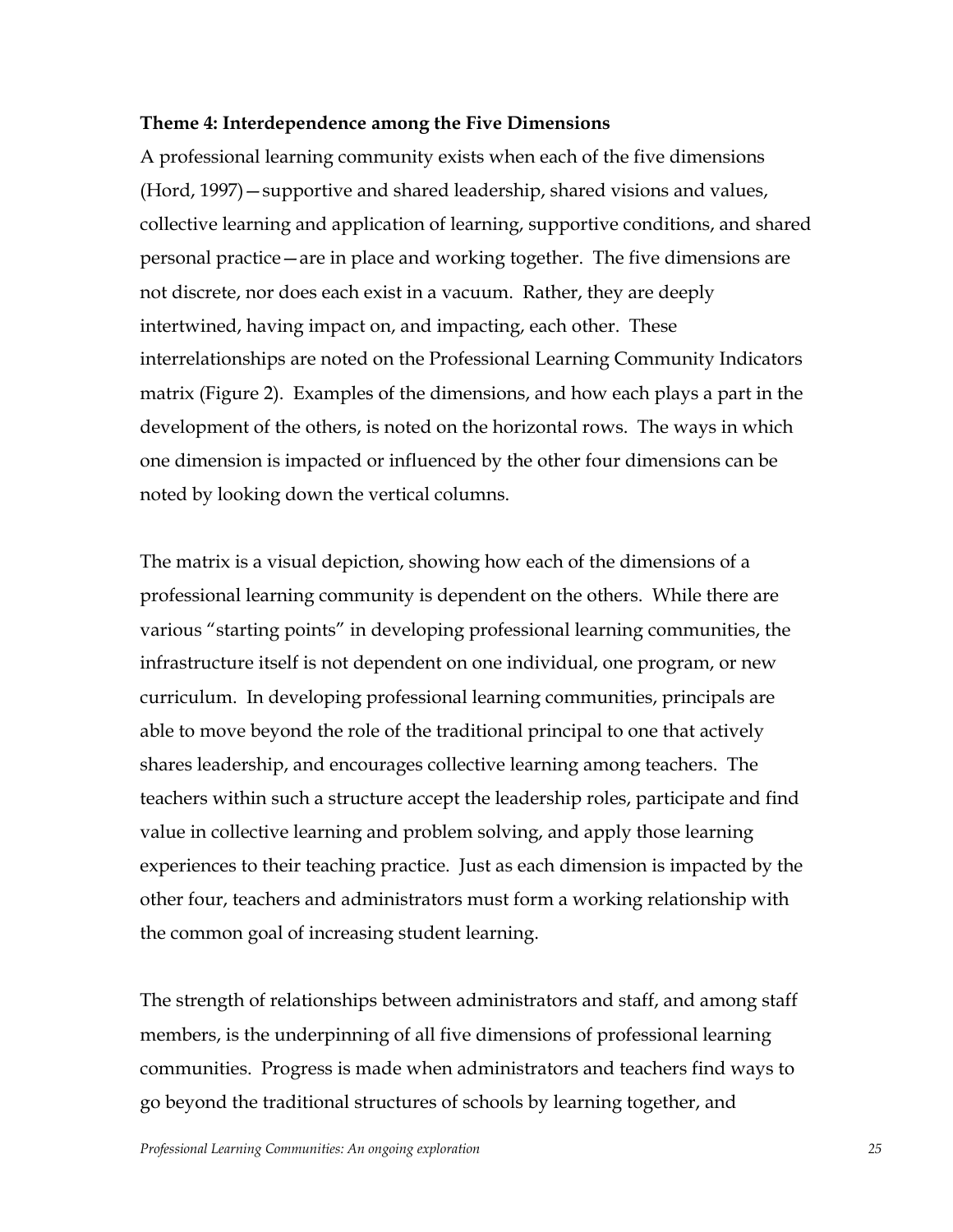**Theme 4: Interdependence among the Five Dimensions**

A professional learning community exists when each of the five dimensions (Hord, 1997)—supportive and shared leadership, shared visions and values, collective learning and application of learning, supportive conditions, and shared personal practice—are in place and working together. The five dimensions are not discrete, nor does each exist in a vacuum. Rather, they are deeply intertwined, having impact on, and impacting, each other. These interrelationships are noted on the Professional Learning Community Indicators matrix (Figure 2). Examples of the dimensions, and how each plays a part in the development of the others, is noted on the horizontal rows. The ways in which one dimension is impacted or influenced by the other four dimensions can be noted by looking down the vertical columns.

The matrix is a visual depiction, showing how each of the dimensions of a professional learning community is dependent on the others. While there are various "starting points" in developing professional learning communities, the infrastructure itself is not dependent on one individual, one program, or new curriculum. In developing professional learning communities, principals are able to move beyond the role of the traditional principal to one that actively shares leadership, and encourages collective learning among teachers. The teachers within such a structure accept the leadership roles, participate and find value in collective learning and problem solving, and apply those learning experiences to their teaching practice. Just as each dimension is impacted by the other four, teachers and administrators must form a working relationship with the common goal of increasing student learning.

The strength of relationships between administrators and staff, and among staff members, is the underpinning of all five dimensions of professional learning communities. Progress is made when administrators and teachers find ways to go beyond the traditional structures of schools by learning together, and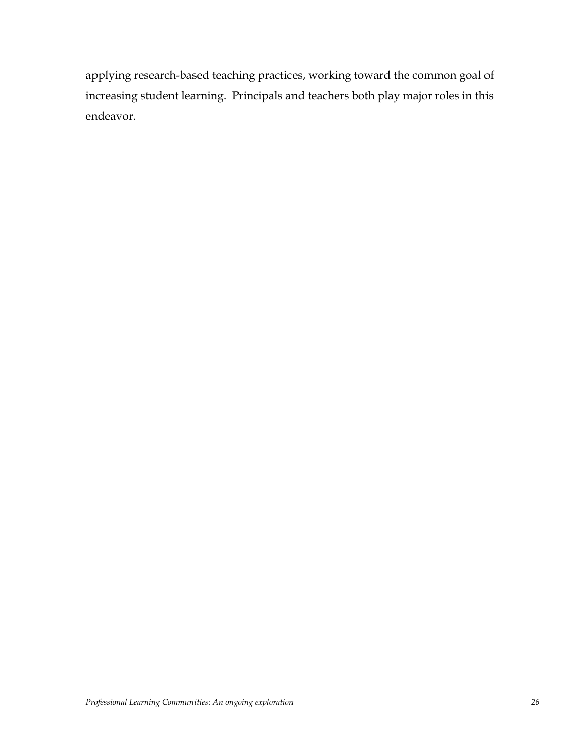applying research-based teaching practices, working toward the common goal of increasing student learning. Principals and teachers both play major roles in this endeavor.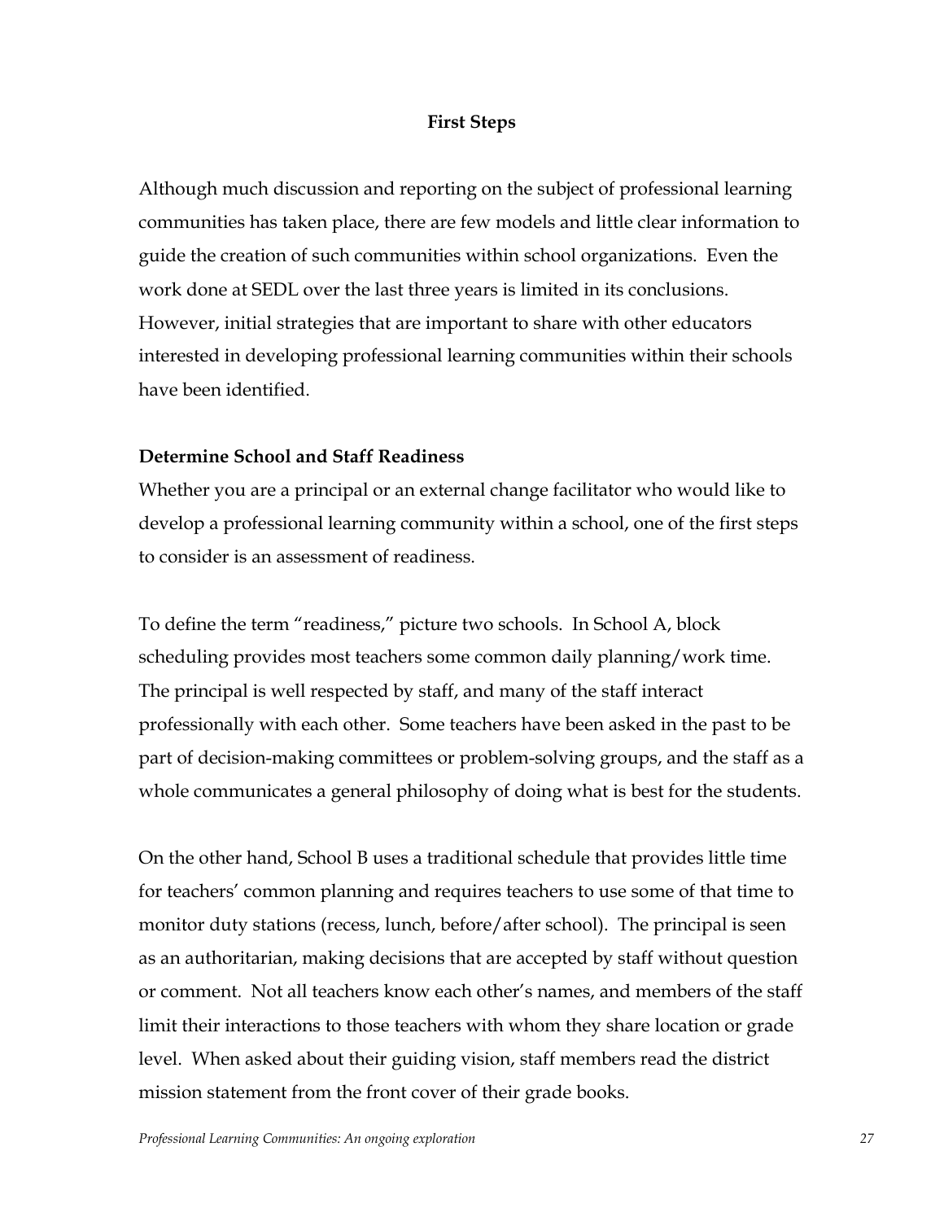## First Steps

Although much discussion and reporting on the subject of professional learning communities has taken place, there are few models and little clear information to guide the creation of such communities within school organizations. Even the work done at SEDL over the last three years is limited in its conclusions. However, initial strategies that are important to share with other educators interested in developing professional learning communities within their schools have been identified.

### Determine School and Staff Readiness

Whether you are a principal or an external change facilitator who would like to develop a professional learning community within a school, one of the first steps to consider is an assessment of readiness.

To define the term "readiness," picture two schools. In School A, block scheduling provides most teachers some common daily planning/work time. The principal is well respected by staff, and many of the staff interact professionally with each other. Some teachers have been asked in the past to be part of decision-making committees or problem-solving groups, and the staff as a whole communicates a general philosophy of doing what is best for the students.

On the other hand, School B uses a traditional schedule that provides little time for teachers' common planning and requires teachers to use some of that time to monitor duty stations (recess, lunch, before/after school). The principal is seen as an authoritarian, making decisions that are accepted by staff without question or comment. Not all teachers know each other's names, and members of the staff limit their interactions to those teachers with whom they share location or grade level. When asked about their guiding vision, staff members read the district mission statement from the front cover of their grade books.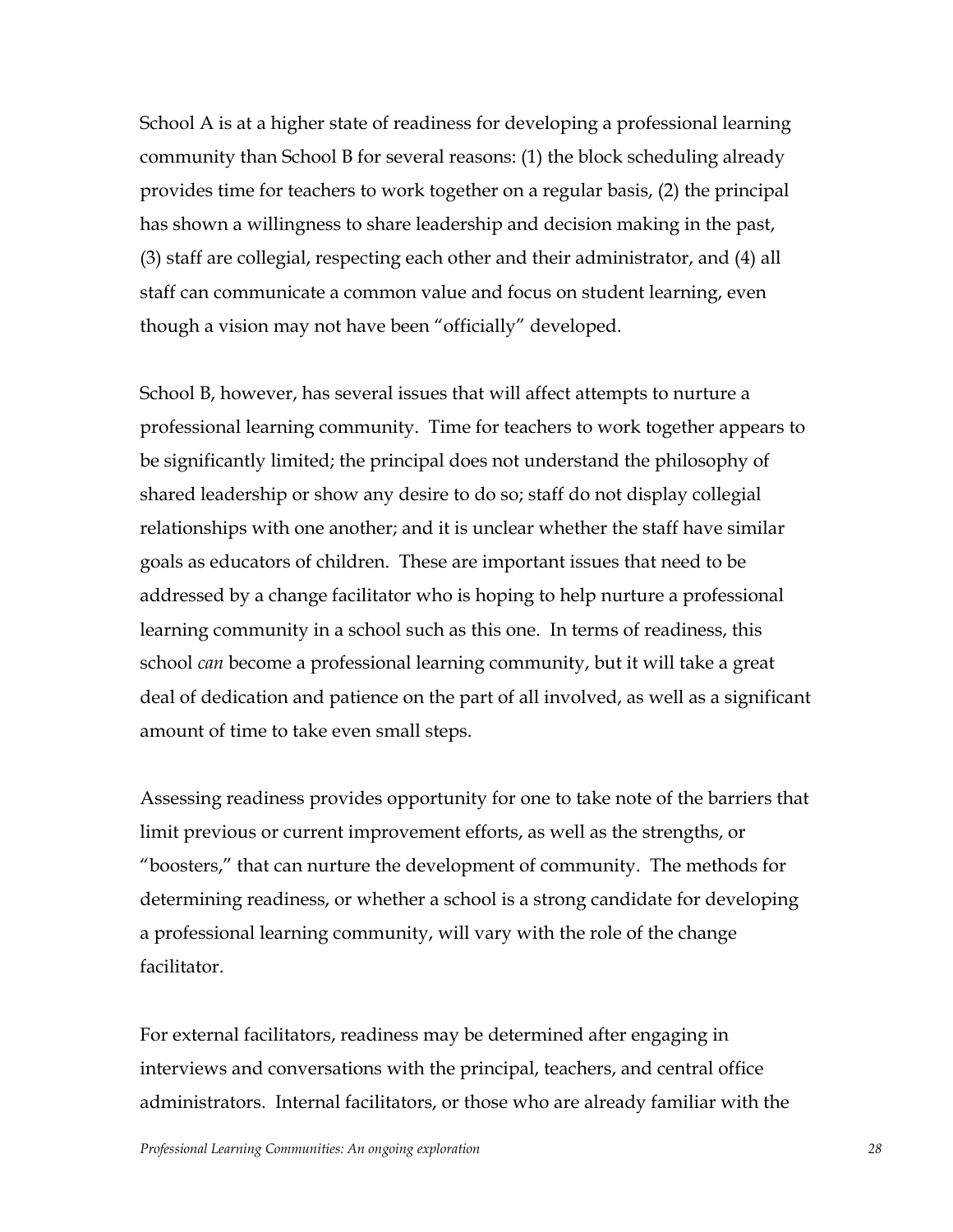School A is at a higher state of readiness for developing a professional learning community than School B for several reasons: (1) the block scheduling already provides time for teachers to work together on a regular basis, (2) the principal has shown a willingness to share leadership and decision making in the past, (3) staff are collegial, respecting each other and their administrator, and (4) all staff can communicate a common value and focus on student learning, even though a vision may not have been "officially" developed.

School B, however, has several issues that will affect attempts to nurture a professional learning community. Time for teachers to work together appears to be significantly limited; the principal does not understand the philosophy of shared leadership or show any desire to do so; staff do not display collegial relationships with one another; and it is unclear whether the staff have similar goals as educators of children. These are important issues that need to be addressed by a change facilitator who is hoping to help nurture a professional learning community in a school such as this one. In terms of readiness, this school *can* become a professional learning community, but it will take a great deal of dedication and patience on the part of all involved, as well as a significant amount of time to take even small steps.

Assessing readiness provides opportunity for one to take note of the barriers that limit previous or current improvement efforts, as well as the strengths, or "boosters," that can nurture the development of community. The methods for determining readiness, or whether a school is a strong candidate for developing a professional learning community, will vary with the role of the change facilitator.

For external facilitators, readiness may be determined after engaging in interviews and conversations with the principal, teachers, and central office administrators. Internal facilitators, or those who are already familiar with the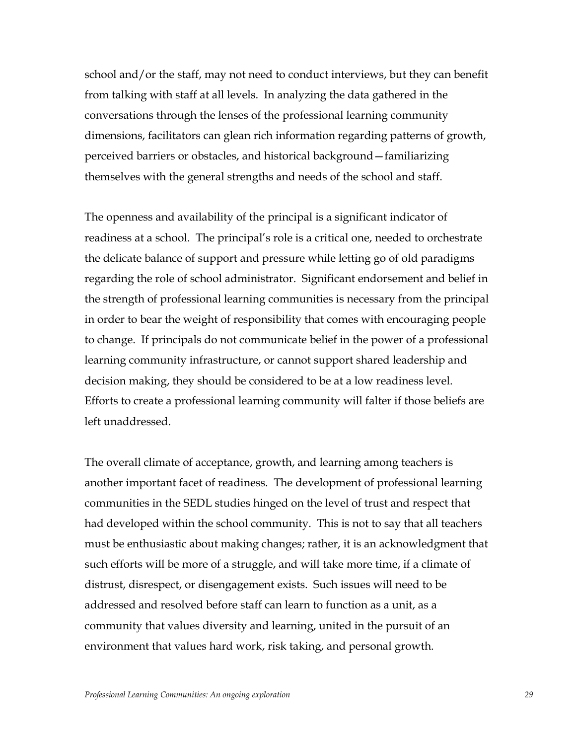school and/or the staff, may not need to conduct interviews, but they can benefit from talking with staff at all levels. In analyzing the data gathered in the conversations through the lenses of the professional learning community dimensions, facilitators can glean rich information regarding patterns of growth, perceived barriers or obstacles, and historical background—familiarizing themselves with the general strengths and needs of the school and staff.

The openness and availability of the principal is a significant indicator of readiness at a school. The principal's role is a critical one, needed to orchestrate the delicate balance of support and pressure while letting go of old paradigms regarding the role of school administrator. Significant endorsement and belief in the strength of professional learning communities is necessary from the principal in order to bear the weight of responsibility that comes with encouraging people to change. If principals do not communicate belief in the power of a professional learning community infrastructure, or cannot support shared leadership and decision making, they should be considered to be at a low readiness level. Efforts to create a professional learning community will falter if those beliefs are left unaddressed.

The overall climate of acceptance, growth, and learning among teachers is another important facet of readiness. The development of professional learning communities in the SEDL studies hinged on the level of trust and respect that had developed within the school community. This is not to say that all teachers must be enthusiastic about making changes; rather, it is an acknowledgment that such efforts will be more of a struggle, and will take more time, if a climate of distrust, disrespect, or disengagement exists. Such issues will need to be addressed and resolved before staff can learn to function as a unit, as a community that values diversity and learning, united in the pursuit of an environment that values hard work, risk taking, and personal growth.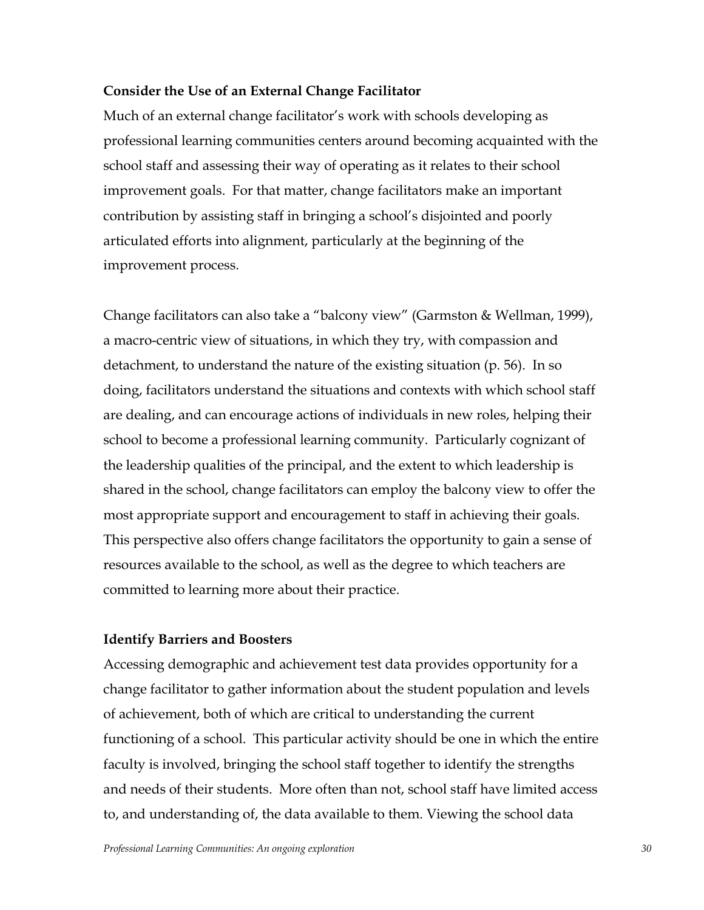**Consider the Use of an External Change Facilitator**

Much of an external change facilitator's work with schools developing as professional learning communities centers around becoming acquainted with the school staff and assessing their way of operating as it relates to their school improvement goals. For that matter, change facilitators make an important contribution by assisting staff in bringing a school's disjointed and poorly articulated efforts into alignment, particularly at the beginning of the improvement process.

Change facilitators can also take a "balcony view" (Garmston & Wellman, 1999), a macro-centric view of situations, in which they try, with compassion and detachment, to understand the nature of the existing situation (p. 56). In so doing, facilitators understand the situations and contexts with which school staff are dealing, and can encourage actions of individuals in new roles, helping their school to become a professional learning community. Particularly cognizant of the leadership qualities of the principal, and the extent to which leadership is shared in the school, change facilitators can employ the balcony view to offer the most appropriate support and encouragement to staff in achieving their goals. This perspective also offers change facilitators the opportunity to gain a sense of resources available to the school, as well as the degree to which teachers are committed to learning more about their practice.

**Identify Barriers and Boosters**

Accessing demographic and achievement test data provides opportunity for a change facilitator to gather information about the student population and levels of achievement, both of which are critical to understanding the current functioning of a school. This particular activity should be one in which the entire faculty is involved, bringing the school staff together to identify the strengths and needs of their students. More often than not, school staff have limited access to, and understanding of, the data available to them. Viewing the school data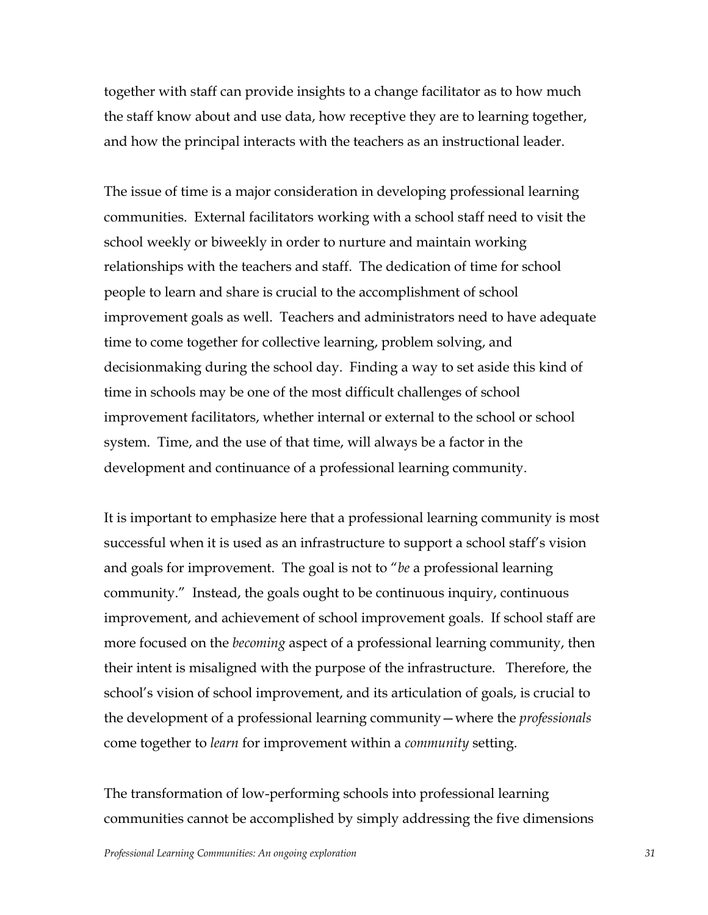together with staff can provide insights to a change facilitator as to how much the staff know about and use data, how receptive they are to learning together, and how the principal interacts with the teachers as an instructional leader.

The issue of time is a major consideration in developing professional learning communities. External facilitators working with a school staff need to visit the school weekly or biweekly in order to nurture and maintain working relationships with the teachers and staff. The dedication of time for school people to learn and share is crucial to the accomplishment of school improvement goals as well. Teachers and administrators need to have adequate time to come together for collective learning, problem solving, and decisionmaking during the school day. Finding a way to set aside this kind of time in schools may be one of the most difficult challenges of school improvement facilitators, whether internal or external to the school or school system. Time, and the use of that time, will always be a factor in the development and continuance of a professional learning community.

It is important to emphasize here that a professional learning community is most successful when it is used as an infrastructure to support a school staff's vision and goals for improvement. The goal is not to "*be* a professional learning community." Instead, the goals ought to be continuous inquiry, continuous improvement, and achievement of school improvement goals. If school staff are more focused on the *becoming* aspect of a professional learning community, then their intent is misaligned with the purpose of the infrastructure. Therefore, the school's vision of school improvement, and its articulation of goals, is crucial to the development of a professional learning community—where the *professionals* come together to *learn* for improvement within a *community* setting.

The transformation of low-performing schools into professional learning communities cannot be accomplished by simply addressing the five dimensions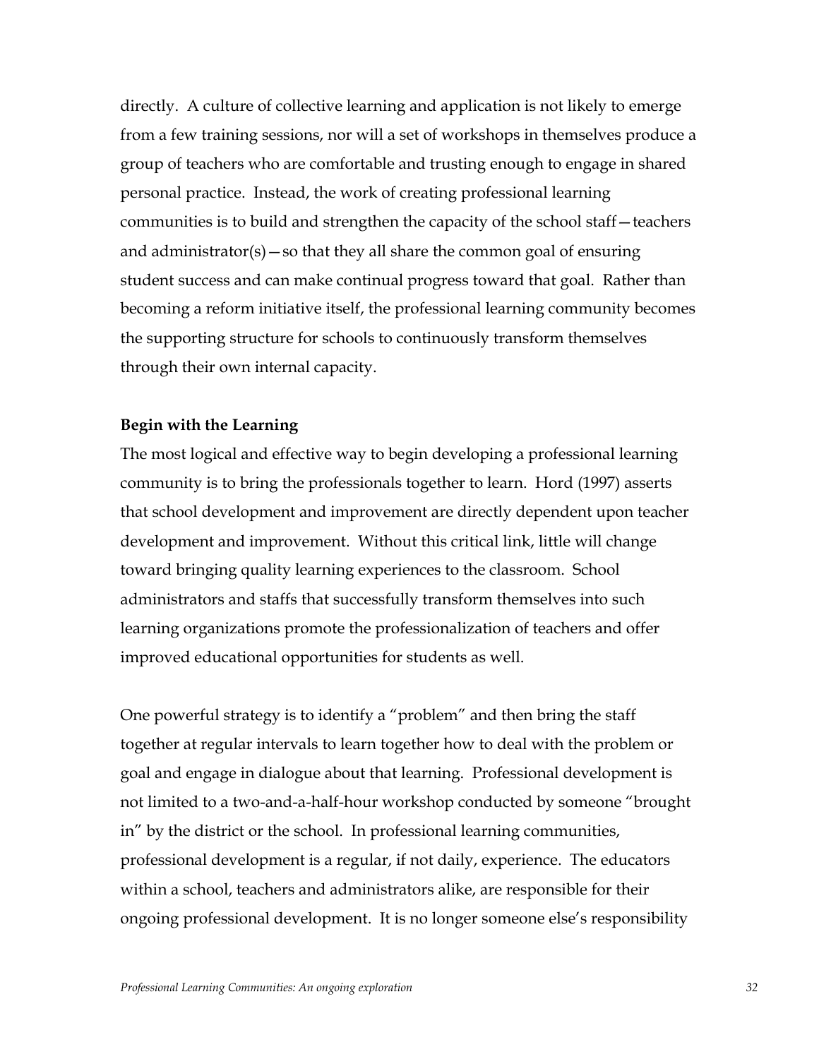directly. A culture of collective learning and application is not likely to emerge from a few training sessions, nor will a set of workshops in themselves produce a group of teachers who are comfortable and trusting enough to engage in shared personal practice. Instead, the work of creating professional learning communities is to build and strengthen the capacity of the school staff—teachers and administrator(s)—so that they all share the common goal of ensuring student success and can make continual progress toward that goal. Rather than becoming a reform initiative itself, the professional learning community becomes the supporting structure for schools to continuously transform themselves through their own internal capacity.

**Begin with the Learning**

The most logical and effective way to begin developing a professional learning community is to bring the professionals together to learn. Hord (1997) asserts that school development and improvement are directly dependent upon teacher development and improvement. Without this critical link, little will change toward bringing quality learning experiences to the classroom. School administrators and staffs that successfully transform themselves into such learning organizations promote the professionalization of teachers and offer improved educational opportunities for students as well.

One powerful strategy is to identify a "problem" and then bring the staff together at regular intervals to learn together how to deal with the problem or goal and engage in dialogue about that learning. Professional development is not limited to a two-and-a-half-hour workshop conducted by someone "brought in" by the district or the school. In professional learning communities, professional development is a regular, if not daily, experience. The educators within a school, teachers and administrators alike, are responsible for their ongoing professional development. It is no longer someone else's responsibility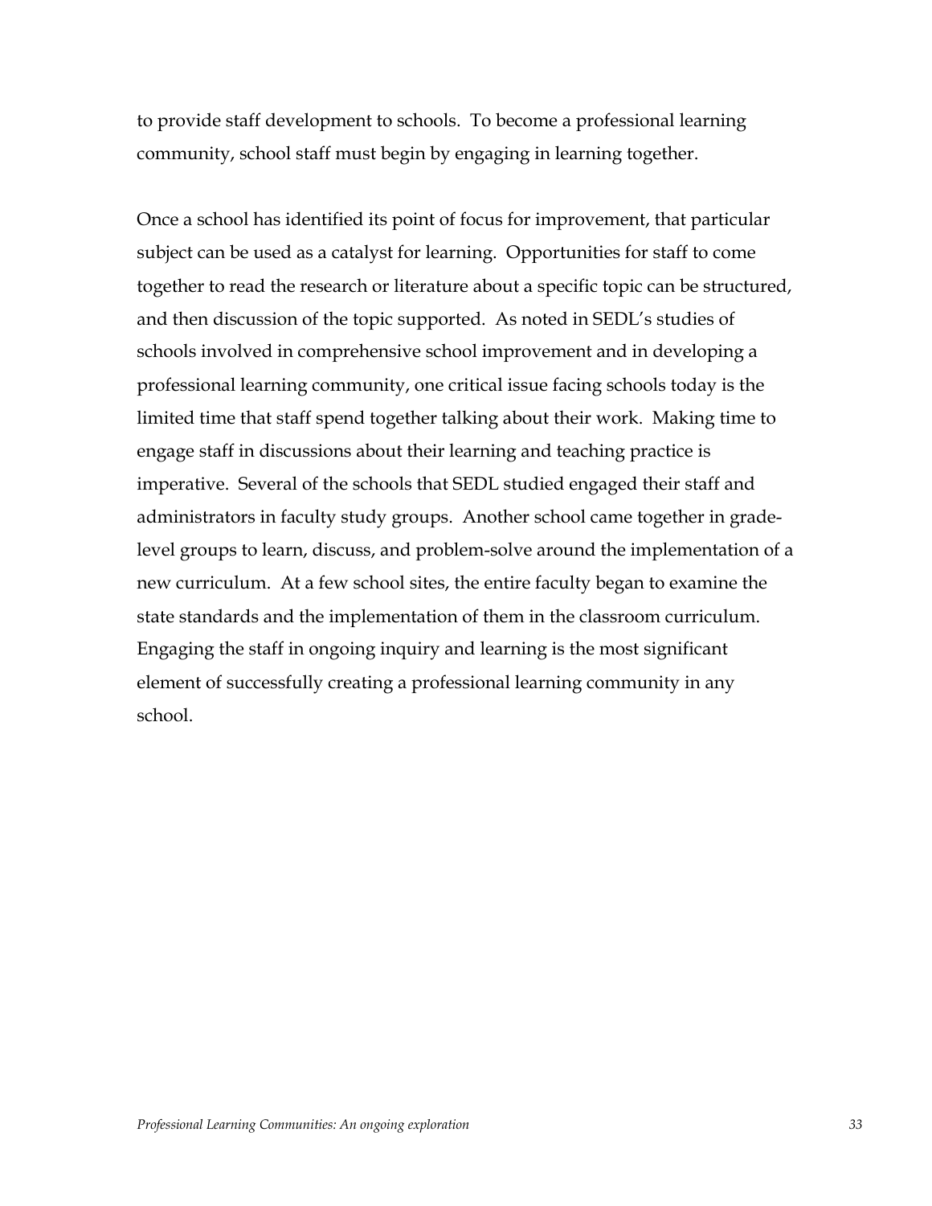to provide staff development to schools. To become a professional learning community, school staff must begin by engaging in learning together.

Once a school has identified its point of focus for improvement, that particular subject can be used as a catalyst for learning. Opportunities for staff to come together to read the research or literature about a specific topic can be structured, and then discussion of the topic supported. As noted in SEDL's studies of schools involved in comprehensive school improvement and in developing a professional learning community, one critical issue facing schools today is the limited time that staff spend together talking about their work. Making time to engage staff in discussions about their learning and teaching practice is imperative. Several of the schools that SEDL studied engaged their staff and administrators in faculty study groups. Another school came together in grade-level groups to learn, discuss, and problem-solve around the implementation of a new curriculum. At a few school sites, the entire faculty began to examine the state standards and the implementation of them in the classroom curriculum. Engaging the staff in ongoing inquiry and learning is the most significant element of successfully creating a professional learning community in any school.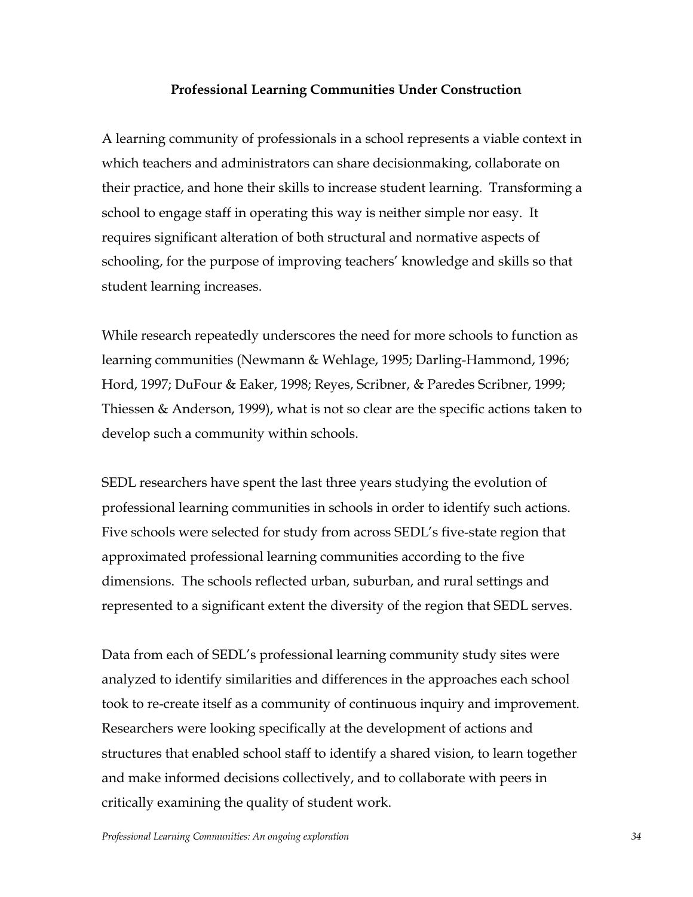## Professional Learning Communities Under Construction

A learning community of professionals in a school represents a viable context in which teachers and administrators can share decisionmaking, collaborate on their practice, and hone their skills to increase student learning. Transforming a school to engage staff in operating this way is neither simple nor easy. It requires significant alteration of both structural and normative aspects of schooling, for the purpose of improving teachers' knowledge and skills so that student learning increases.

While research repeatedly underscores the need for more schools to function as learning communities (Newmann & Wehlage, 1995; Darling-Hammond, 1996; Hord, 1997; DuFour & Eaker, 1998; Reyes, Scribner, & Paredes Scribner, 1999; Thiessen & Anderson, 1999), what is not so clear are the specific actions taken to develop such a community within schools.

SEDL researchers have spent the last three years studying the evolution of professional learning communities in schools in order to identify such actions. Five schools were selected for study from across SEDL's five-state region that approximated professional learning communities according to the five dimensions. The schools reflected urban, suburban, and rural settings and represented to a significant extent the diversity of the region that SEDL serves.

Data from each of SEDL's professional learning community study sites were analyzed to identify similarities and differences in the approaches each school took to re-create itself as a community of continuous inquiry and improvement. Researchers were looking specifically at the development of actions and structures that enabled school staff to identify a shared vision, to learn together and make informed decisions collectively, and to collaborate with peers in critically examining the quality of student work.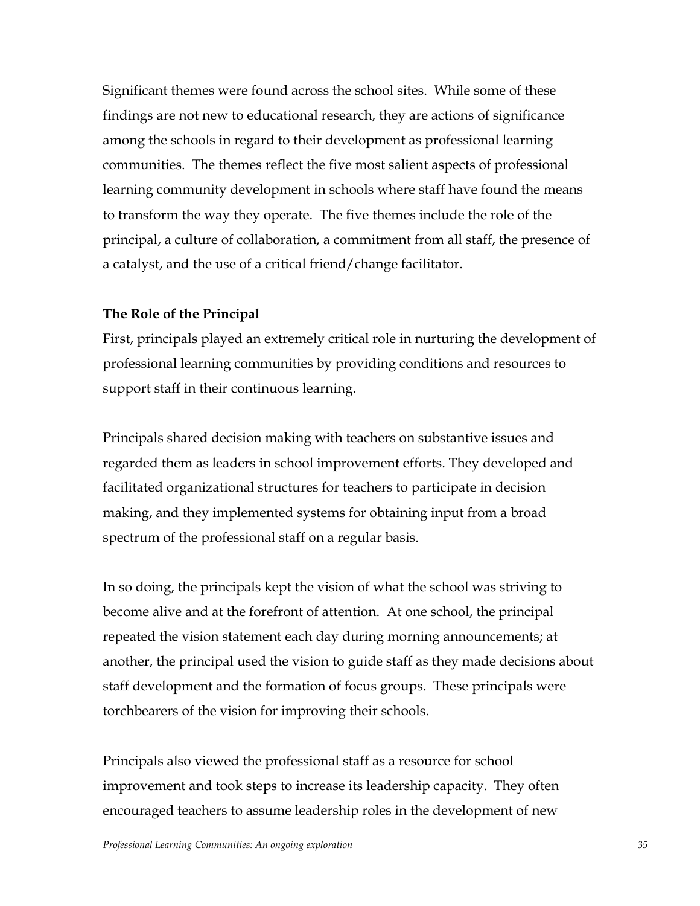Significant themes were found across the school sites. While some of these findings are not new to educational research, they are actions of significance among the schools in regard to their development as professional learning communities. The themes reflect the five most salient aspects of professional learning community development in schools where staff have found the means to transform the way they operate. The five themes include the role of the principal, a culture of collaboration, a commitment from all staff, the presence of a catalyst, and the use of a critical friend/change facilitator.

**The Role of the Principal**

First, principals played an extremely critical role in nurturing the development of professional learning communities by providing conditions and resources to support staff in their continuous learning.

Principals shared decision making with teachers on substantive issues and regarded them as leaders in school improvement efforts. They developed and facilitated organizational structures for teachers to participate in decision making, and they implemented systems for obtaining input from a broad spectrum of the professional staff on a regular basis.

In so doing, the principals kept the vision of what the school was striving to become alive and at the forefront of attention. At one school, the principal repeated the vision statement each day during morning announcements; at another, the principal used the vision to guide staff as they made decisions about staff development and the formation of focus groups. These principals were torchbearers of the vision for improving their schools.

Principals also viewed the professional staff as a resource for school improvement and took steps to increase its leadership capacity. They often encouraged teachers to assume leadership roles in the development of new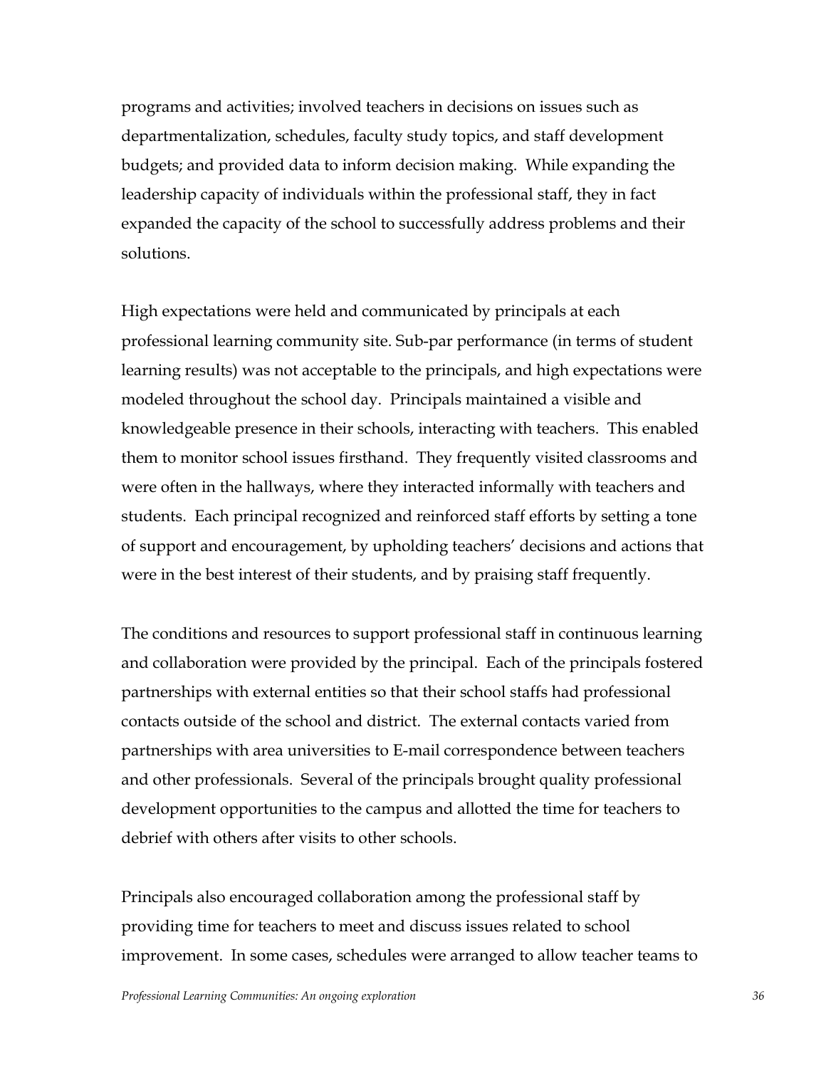programs and activities; involved teachers in decisions on issues such as departmentalization, schedules, faculty study topics, and staff development budgets; and provided data to inform decision making. While expanding the leadership capacity of individuals within the professional staff, they in fact expanded the capacity of the school to successfully address problems and their solutions.

High expectations were held and communicated by principals at each professional learning community site. Sub-par performance (in terms of student learning results) was not acceptable to the principals, and high expectations were modeled throughout the school day. Principals maintained a visible and knowledgeable presence in their schools, interacting with teachers. This enabled them to monitor school issues firsthand. They frequently visited classrooms and were often in the hallways, where they interacted informally with teachers and students. Each principal recognized and reinforced staff efforts by setting a tone of support and encouragement, by upholding teachers' decisions and actions that were in the best interest of their students, and by praising staff frequently.

The conditions and resources to support professional staff in continuous learning and collaboration were provided by the principal. Each of the principals fostered partnerships with external entities so that their school staffs had professional contacts outside of the school and district. The external contacts varied from partnerships with area universities to E-mail correspondence between teachers and other professionals. Several of the principals brought quality professional development opportunities to the campus and allotted the time for teachers to debrief with others after visits to other schools.

Principals also encouraged collaboration among the professional staff by providing time for teachers to meet and discuss issues related to school improvement. In some cases, schedules were arranged to allow teacher teams to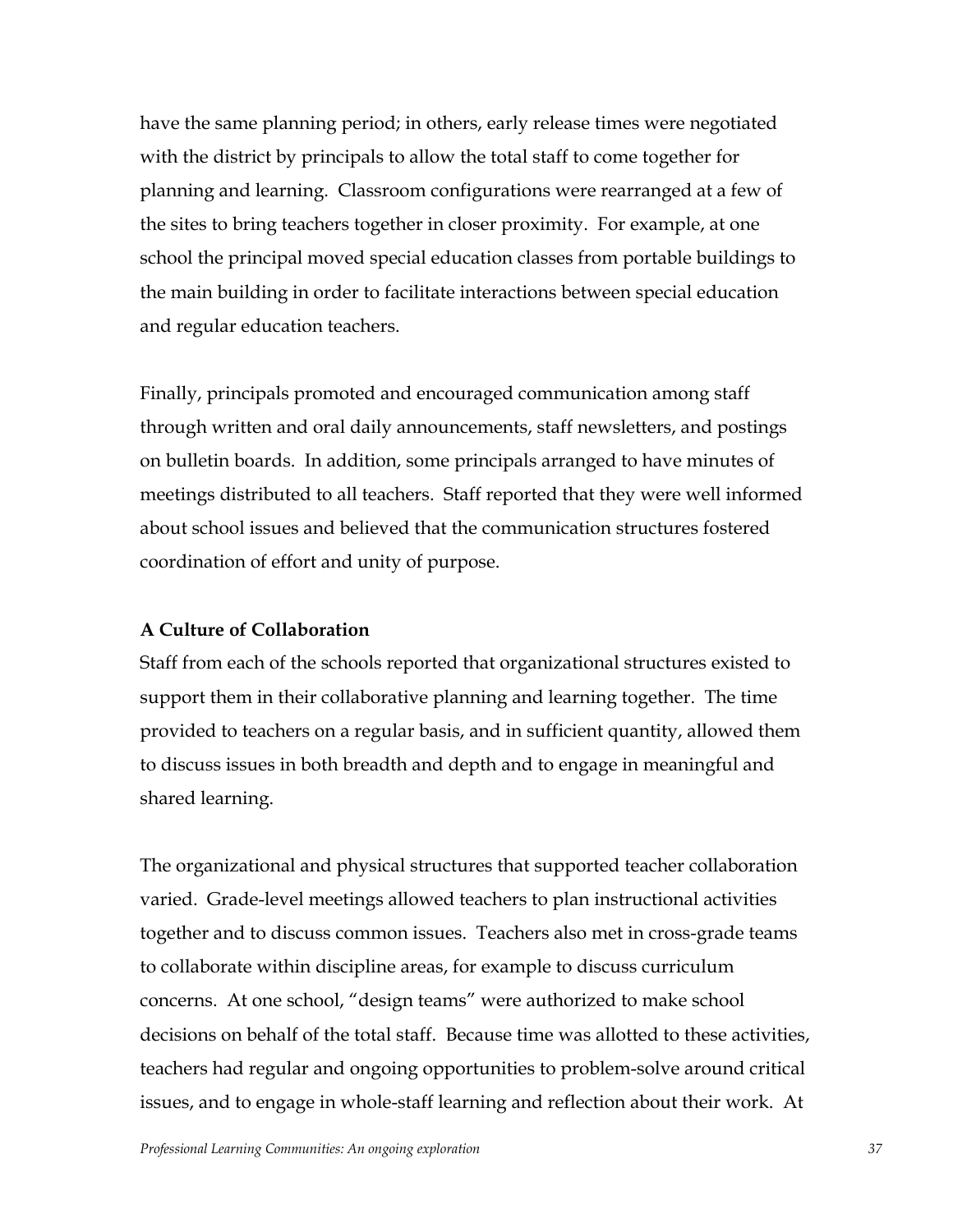have the same planning period; in others, early release times were negotiated with the district by principals to allow the total staff to come together for planning and learning. Classroom configurations were rearranged at a few of the sites to bring teachers together in closer proximity. For example, at one school the principal moved special education classes from portable buildings to the main building in order to facilitate interactions between special education and regular education teachers.

Finally, principals promoted and encouraged communication among staff through written and oral daily announcements, staff newsletters, and postings on bulletin boards. In addition, some principals arranged to have minutes of meetings distributed to all teachers. Staff reported that they were well informed about school issues and believed that the communication structures fostered coordination of effort and unity of purpose.

**A Culture of Collaboration**

Staff from each of the schools reported that organizational structures existed to support them in their collaborative planning and learning together. The time provided to teachers on a regular basis, and in sufficient quantity, allowed them to discuss issues in both breadth and depth and to engage in meaningful and shared learning.

The organizational and physical structures that supported teacher collaboration varied. Grade-level meetings allowed teachers to plan instructional activities together and to discuss common issues. Teachers also met in cross-grade teams to collaborate within discipline areas, for example to discuss curriculum concerns. At one school, "design teams" were authorized to make school decisions on behalf of the total staff. Because time was allotted to these activities, teachers had regular and ongoing opportunities to problem-solve around critical issues, and to engage in whole-staff learning and reflection about their work. At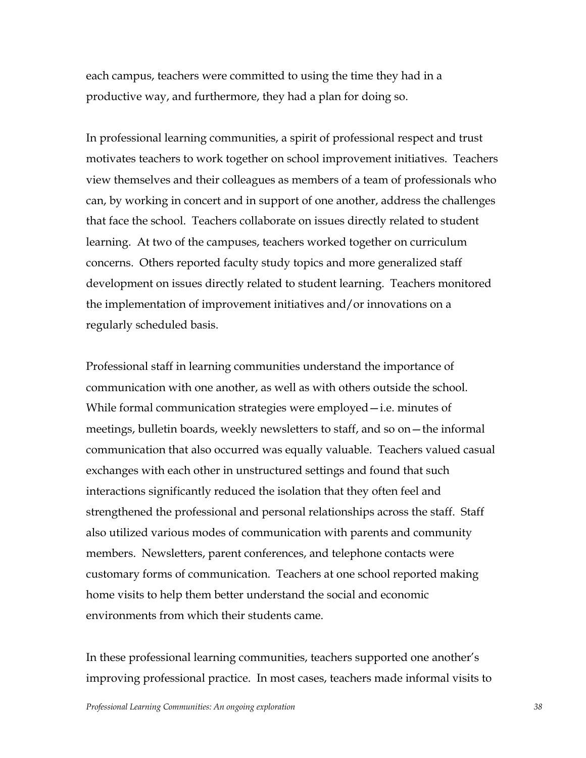each campus, teachers were committed to using the time they had in a productive way, and furthermore, they had a plan for doing so.

In professional learning communities, a spirit of professional respect and trust motivates teachers to work together on school improvement initiatives. Teachers view themselves and their colleagues as members of a team of professionals who can, by working in concert and in support of one another, address the challenges that face the school. Teachers collaborate on issues directly related to student learning. At two of the campuses, teachers worked together on curriculum concerns. Others reported faculty study topics and more generalized staff development on issues directly related to student learning. Teachers monitored the implementation of improvement initiatives and/or innovations on a regularly scheduled basis.

Professional staff in learning communities understand the importance of communication with one another, as well as with others outside the school. While formal communication strategies were employed—i.e. minutes of meetings, bulletin boards, weekly newsletters to staff, and so on—the informal communication that also occurred was equally valuable. Teachers valued casual exchanges with each other in unstructured settings and found that such interactions significantly reduced the isolation that they often feel and strengthened the professional and personal relationships across the staff. Staff also utilized various modes of communication with parents and community members. Newsletters, parent conferences, and telephone contacts were customary forms of communication. Teachers at one school reported making home visits to help them better understand the social and economic environments from which their students came.

In these professional learning communities, teachers supported one another's improving professional practice. In most cases, teachers made informal visits to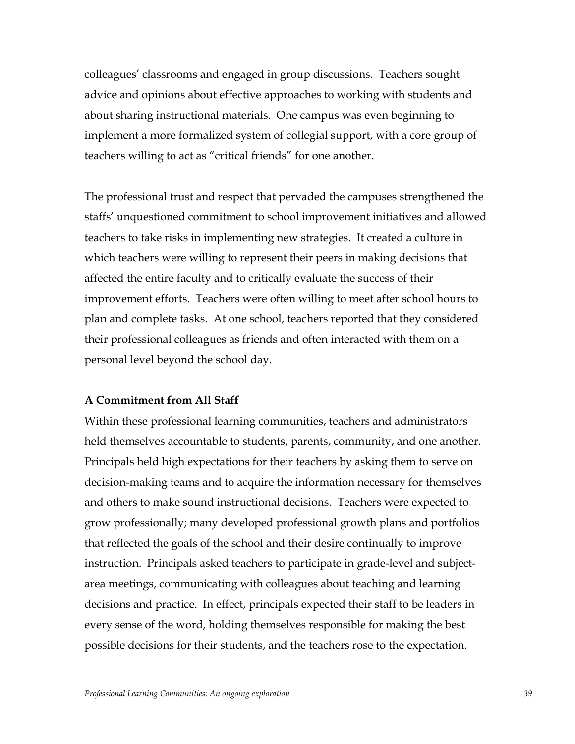colleagues' classrooms and engaged in group discussions. Teachers sought advice and opinions about effective approaches to working with students and about sharing instructional materials. One campus was even beginning to implement a more formalized system of collegial support, with a core group of teachers willing to act as "critical friends" for one another.

The professional trust and respect that pervaded the campuses strengthened the staffs' unquestioned commitment to school improvement initiatives and allowed teachers to take risks in implementing new strategies. It created a culture in which teachers were willing to represent their peers in making decisions that affected the entire faculty and to critically evaluate the success of their improvement efforts. Teachers were often willing to meet after school hours to plan and complete tasks. At one school, teachers reported that they considered their professional colleagues as friends and often interacted with them on a personal level beyond the school day.

**A Commitment from All Staff**

Within these professional learning communities, teachers and administrators held themselves accountable to students, parents, community, and one another. Principals held high expectations for their teachers by asking them to serve on decision-making teams and to acquire the information necessary for themselves and others to make sound instructional decisions. Teachers were expected to grow professionally; many developed professional growth plans and portfolios that reflected the goals of the school and their desire continually to improve instruction. Principals asked teachers to participate in grade-level and subject-area meetings, communicating with colleagues about teaching and learning decisions and practice. In effect, principals expected their staff to be leaders in every sense of the word, holding themselves responsible for making the best possible decisions for their students, and the teachers rose to the expectation.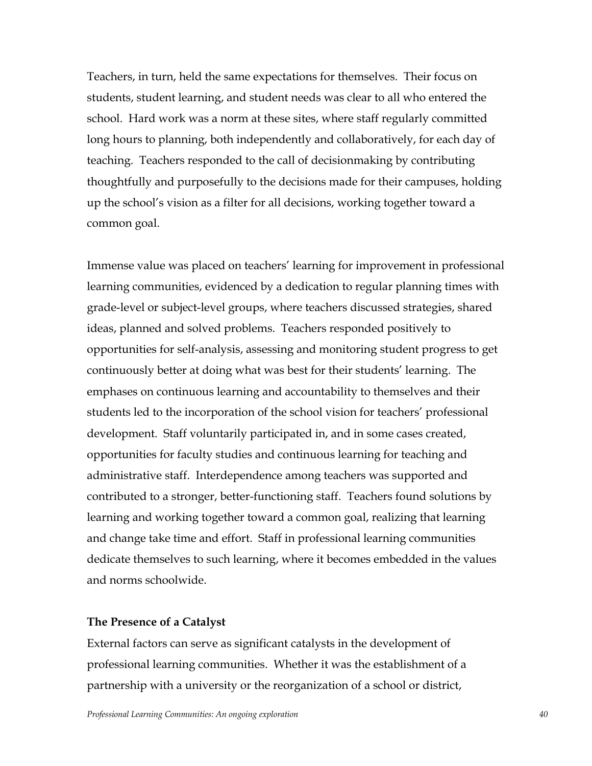Teachers, in turn, held the same expectations for themselves. Their focus on students, student learning, and student needs was clear to all who entered the school. Hard work was a norm at these sites, where staff regularly committed long hours to planning, both independently and collaboratively, for each day of teaching. Teachers responded to the call of decisionmaking by contributing thoughtfully and purposefully to the decisions made for their campuses, holding up the school's vision as a filter for all decisions, working together toward a common goal.

Immense value was placed on teachers' learning for improvement in professional learning communities, evidenced by a dedication to regular planning times with grade-level or subject-level groups, where teachers discussed strategies, shared ideas, planned and solved problems. Teachers responded positively to opportunities for self-analysis, assessing and monitoring student progress to get continuously better at doing what was best for their students' learning. The emphases on continuous learning and accountability to themselves and their students led to the incorporation of the school vision for teachers' professional development. Staff voluntarily participated in, and in some cases created, opportunities for faculty studies and continuous learning for teaching and administrative staff. Interdependence among teachers was supported and contributed to a stronger, better-functioning staff. Teachers found solutions by learning and working together toward a common goal, realizing that learning and change take time and effort. Staff in professional learning communities dedicate themselves to such learning, where it becomes embedded in the values and norms schoolwide.

**The Presence of a Catalyst**

External factors can serve as significant catalysts in the development of professional learning communities. Whether it was the establishment of a partnership with a university or the reorganization of a school or district,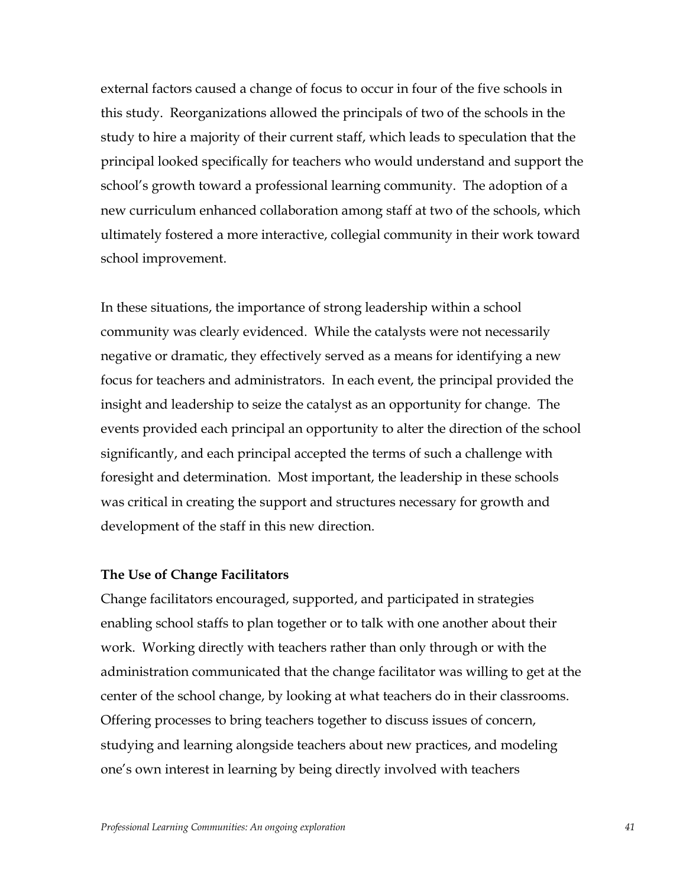external factors caused a change of focus to occur in four of the five schools in this study. Reorganizations allowed the principals of two of the schools in the study to hire a majority of their current staff, which leads to speculation that the principal looked specifically for teachers who would understand and support the school's growth toward a professional learning community. The adoption of a new curriculum enhanced collaboration among staff at two of the schools, which ultimately fostered a more interactive, collegial community in their work toward school improvement.

In these situations, the importance of strong leadership within a school community was clearly evidenced. While the catalysts were not necessarily negative or dramatic, they effectively served as a means for identifying a new focus for teachers and administrators. In each event, the principal provided the insight and leadership to seize the catalyst as an opportunity for change. The events provided each principal an opportunity to alter the direction of the school significantly, and each principal accepted the terms of such a challenge with foresight and determination. Most important, the leadership in these schools was critical in creating the support and structures necessary for growth and development of the staff in this new direction.

**The Use of Change Facilitators**

Change facilitators encouraged, supported, and participated in strategies enabling school staffs to plan together or to talk with one another about their work. Working directly with teachers rather than only through or with the administration communicated that the change facilitator was willing to get at the center of the school change, by looking at what teachers do in their classrooms. Offering processes to bring teachers together to discuss issues of concern, studying and learning alongside teachers about new practices, and modeling one's own interest in learning by being directly involved with teachers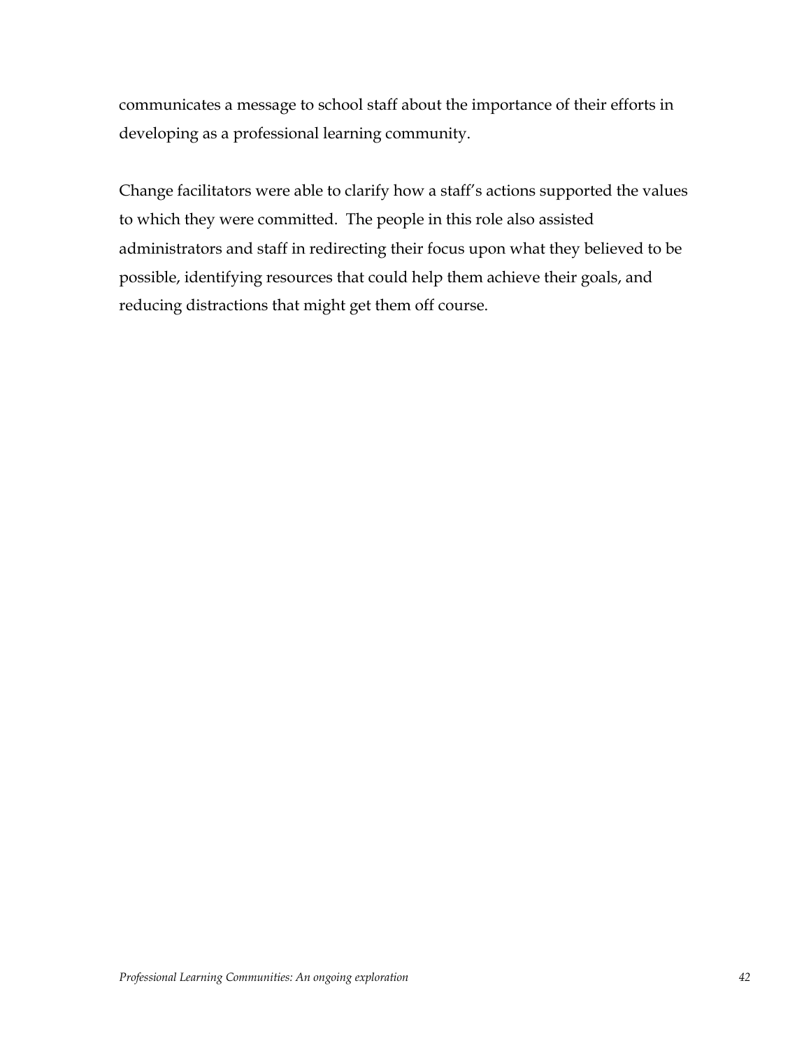communicates a message to school staff about the importance of their efforts in developing as a professional learning community.

Change facilitators were able to clarify how a staff's actions supported the values to which they were committed. The people in this role also assisted administrators and staff in redirecting their focus upon what they believed to be possible, identifying resources that could help them achieve their goals, and reducing distractions that might get them off course.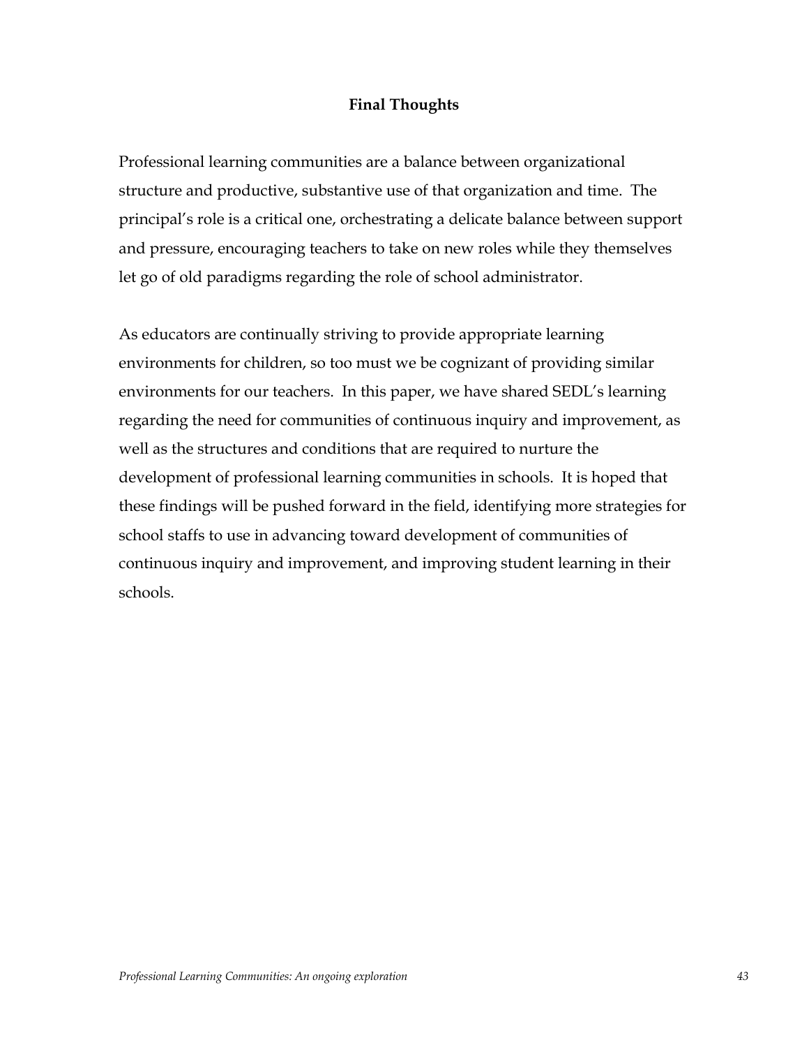## Final Thoughts

Professional learning communities are a balance between organizational structure and productive, substantive use of that organization and time. The principal's role is a critical one, orchestrating a delicate balance between support and pressure, encouraging teachers to take on new roles while they themselves let go of old paradigms regarding the role of school administrator.

As educators are continually striving to provide appropriate learning environments for children, so too must we be cognizant of providing similar environments for our teachers. In this paper, we have shared SEDL's learning regarding the need for communities of continuous inquiry and improvement, as well as the structures and conditions that are required to nurture the development of professional learning communities in schools. It is hoped that these findings will be pushed forward in the field, identifying more strategies for school staffs to use in advancing toward development of communities of continuous inquiry and improvement, and improving student learning in their schools.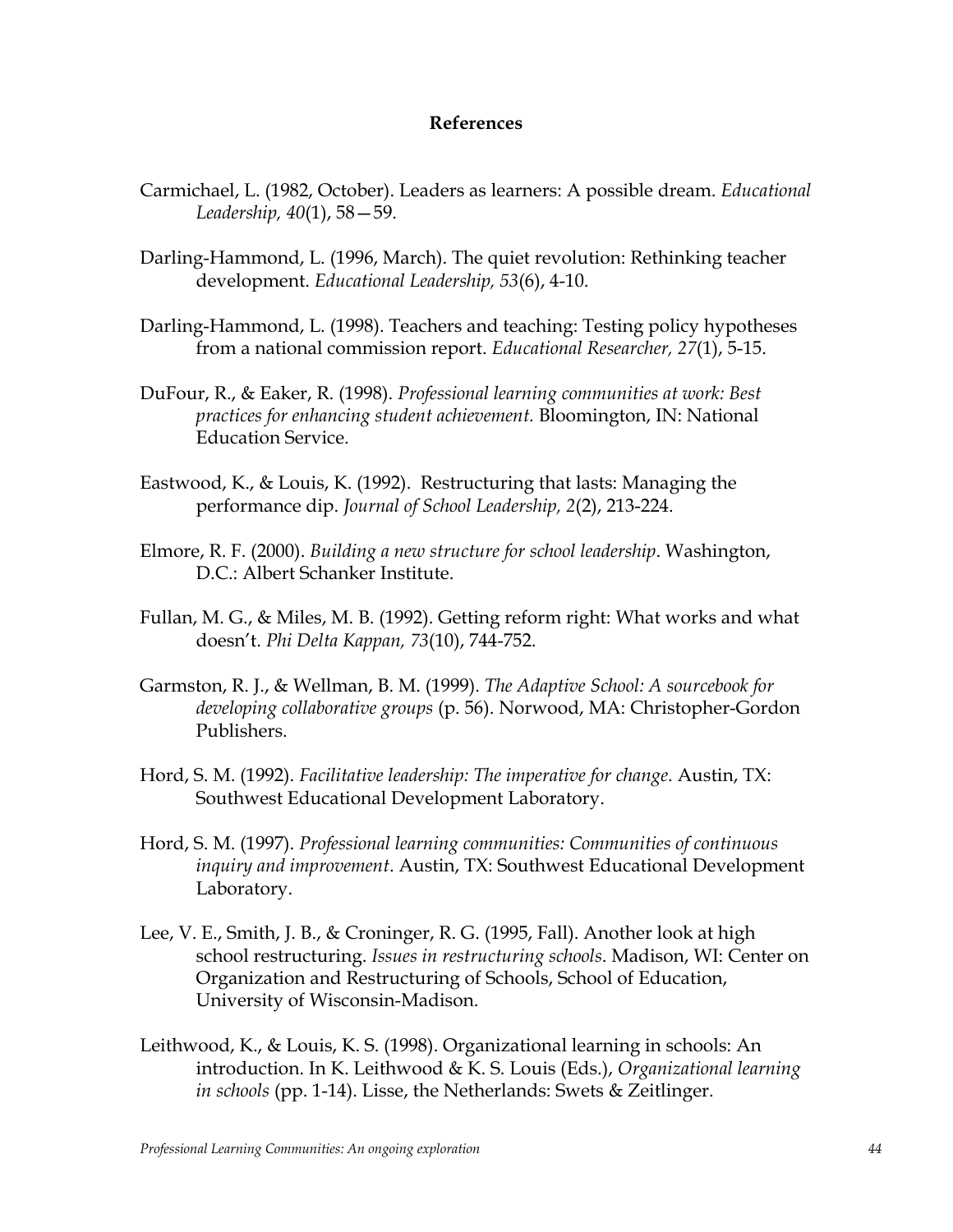# References

Carmichael, L. (1982, October). Leaders as learners: A possible dream. *Educational Leadership, 40*(1), 58—59.

Darling-Hammond, L. (1996, March). The quiet revolution: Rethinking teacher development. *Educational Leadership, 53*(6), 4-10.

Darling-Hammond, L. (1998). Teachers and teaching: Testing policy hypotheses from a national commission report. *Educational Researcher, 27*(1), 5-15.

DuFour, R., & Eaker, R. (1998). *Professional learning communities at work: Best practices for enhancing student achievement.* Bloomington, IN: National Education Service.

Eastwood, K., & Louis, K. (1992). Restructuring that lasts: Managing the performance dip. *Journal of School Leadership, 2*(2), 213-224.

Elmore, R. F. (2000). *Building a new structure for school leadership*. Washington, D.C.: Albert Schanker Institute.

Fullan, M. G., & Miles, M. B. (1992). Getting reform right: What works and what doesn't. *Phi Delta Kappan, 73*(10), 744-752.

Garmston, R. J., & Wellman, B. M. (1999). *The Adaptive School: A sourcebook for developing collaborative groups* (p. 56). Norwood, MA: Christopher-Gordon Publishers.

Hord, S. M. (1992). *Facilitative leadership: The imperative for change*. Austin, TX: Southwest Educational Development Laboratory.

Hord, S. M. (1997). *Professional learning communities: Communities of continuous inquiry and improvement*. Austin, TX: Southwest Educational Development Laboratory.

Lee, V. E., Smith, J. B., & Croninger, R. G. (1995, Fall). Another look at high school restructuring. *Issues in restructuring schools*. Madison, WI: Center on Organization and Restructuring of Schools, School of Education, University of Wisconsin-Madison.

Leithwood, K., & Louis, K. S. (1998). Organizational learning in schools: An introduction. In K. Leithwood & K. S. Louis (Eds.), *Organizational learning in schools* (pp. 1-14). Lisse, the Netherlands: Swets & Zeitlinger.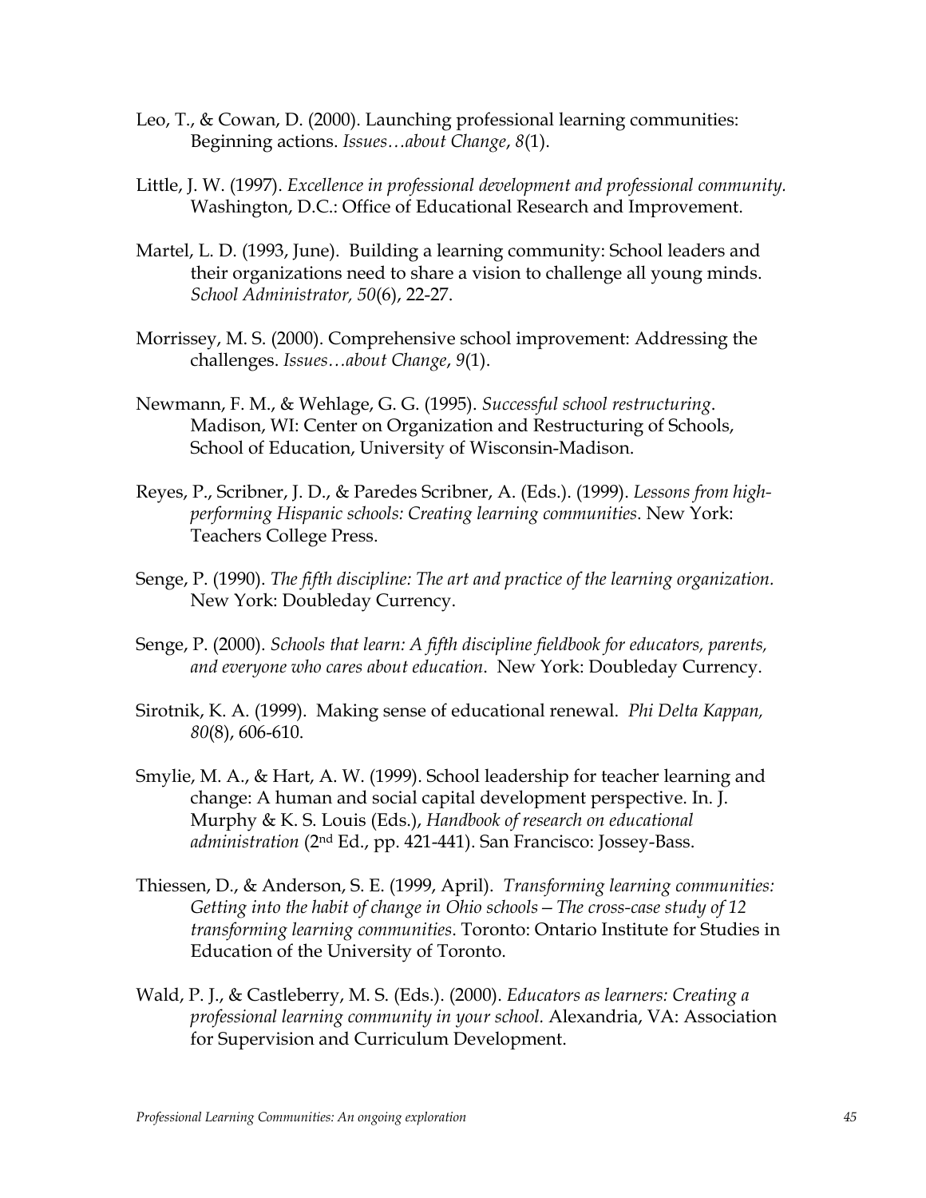Leo, T., & Cowan, D. (2000). Launching professional learning communities: Beginning actions. *Issues…about Change*, *8*(1).

Little, J. W. (1997). *Excellence in professional development and professional community.* Washington, D.C.: Office of Educational Research and Improvement.

Martel, L. D. (1993, June). Building a learning community: School leaders and their organizations need to share a vision to challenge all young minds. *School Administrator, 50*(6), 22-27.

Morrissey, M. S. (2000). Comprehensive school improvement: Addressing the challenges. *Issues…about Change*, *9*(1).

Newmann, F. M., & Wehlage, G. G. (1995). *Successful school restructuring*. Madison, WI: Center on Organization and Restructuring of Schools, School of Education, University of Wisconsin-Madison.

Reyes, P., Scribner, J. D., & Paredes Scribner, A. (Eds.). (1999). *Lessons from high-performing Hispanic schools: Creating learning communities*. New York: Teachers College Press.

Senge, P. (1990). *The fifth discipline: The art and practice of the learning organization.* New York: Doubleday Currency.

Senge, P. (2000). *Schools that learn: A fifth discipline fieldbook for educators, parents, and everyone who cares about education*. New York: Doubleday Currency.

Sirotnik, K. A. (1999). Making sense of educational renewal. *Phi Delta Kappan, 80*(8), 606-610.

Smylie, M. A., & Hart, A. W. (1999). School leadership for teacher learning and change: A human and social capital development perspective. In. J. Murphy & K. S. Louis (Eds.), *Handbook of research on educational administration* (2nd Ed., pp. 421-441). San Francisco: Jossey-Bass.

Thiessen, D., & Anderson, S. E. (1999, April). *Transforming learning communities: Getting into the habit of change in Ohio schools—The cross-case study of 12 transforming learning communities*. Toronto: Ontario Institute for Studies in Education of the University of Toronto.

Wald, P. J., & Castleberry, M. S. (Eds.). (2000). *Educators as learners: Creating a professional learning community in your school.* Alexandria, VA: Association for Supervision and Curriculum Development.